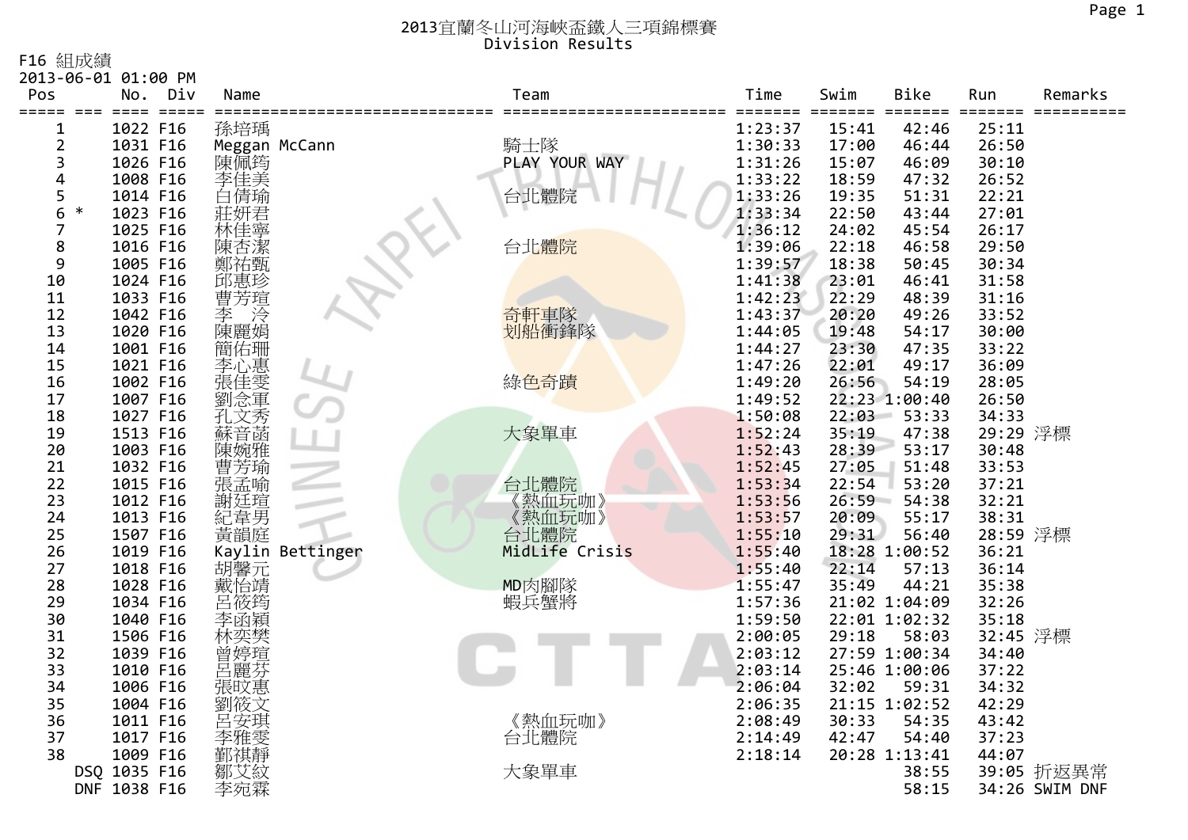# 2013宜蘭冬山河海峽盃鐵人三項錦標賽
## Division Results

F16 組成績
2013-06-01 01:00 PM

| Pos | | No. | Div | Name | Team | Time | Swim | Bike | Run | Remarks |
|---|---|---|---|---|---|---|---|---|---|---|
| 1 | | 1022 | F16 | 孫培瑀 | | 1:23:37 | 15:41 | 42:46 | 25:11 | |
| 2 | | 1031 | F16 | Meggan McCann | 騎士隊 | 1:30:33 | 17:00 | 46:44 | 26:50 | |
| 3 | | 1026 | F16 | 陳佩筠 | PLAY YOUR WAY | 1:31:26 | 15:07 | 46:09 | 30:10 | |
| 4 | | 1008 | F16 | 李佳美 | | 1:33:22 | 18:59 | 47:32 | 26:52 | |
| 5 | | 1014 | F16 | 白倩瑜 | 台北體院 | 1:33:26 | 19:35 | 51:31 | 22:21 | |
| 6 | * | 1023 | F16 | 莊妍君 | | 1:33:34 | 22:50 | 43:44 | 27:01 | |
| 7 | | 1025 | F16 | 林佳寧 | | 1:36:12 | 24:02 | 45:54 | 26:17 | |
| 8 | | 1016 | F16 | 陳杏潔 | 台北體院 | 1:39:06 | 22:18 | 46:58 | 29:50 | |
| 9 | | 1005 | F16 | 鄭祐甄 | | 1:39:57 | 18:38 | 50:45 | 30:34 | |
| 10 | | 1024 | F16 | 邱惠珍 | | 1:41:38 | 23:01 | 46:41 | 31:58 | |
| 11 | | 1033 | F16 | 曹芳瑄 | | 1:42:23 | 22:29 | 48:39 | 31:16 | |
| 12 | | 1042 | F16 | 李 泠 | 奇軒車隊 | 1:43:37 | 20:20 | 49:26 | 33:52 | |
| 13 | | 1020 | F16 | 陳麗娟 | 划船衝鋒隊 | 1:44:05 | 19:48 | 54:17 | 30:00 | |
| 14 | | 1001 | F16 | 簡佑珊 | | 1:44:27 | 23:30 | 47:35 | 33:22 | |
| 15 | | 1021 | F16 | 李心惠 | | 1:47:26 | 22:01 | 49:17 | 36:09 | |
| 16 | | 1002 | F16 | 張佳雯 | 綠色奇蹟 | 1:49:20 | 26:56 | 54:19 | 28:05 | |
| 17 | | 1007 | F16 | 劉念軍 | | 1:49:52 | 22:23 | 1:00:40 | 26:50 | |
| 18 | | 1027 | F16 | 孔文秀 | | 1:50:08 | 22:03 | 53:33 | 34:33 | |
| 19 | | 1513 | F16 | 蘇音菡 | 大象單車 | 1:52:24 | 35:19 | 47:38 | 29:29 | 浮標 |
| 20 | | 1003 | F16 | 陳婉雅 | | 1:52:43 | 28:39 | 53:17 | 30:48 | |
| 21 | | 1032 | F16 | 曹芳瑜 | | 1:52:45 | 27:05 | 51:48 | 33:53 | |
| 22 | | 1015 | F16 | 張孟喻 | 台北體院 | 1:53:34 | 22:54 | 53:20 | 37:21 | |
| 23 | | 1012 | F16 | 謝廷瑄 | 《熱血玩咖》 | 1:53:56 | 26:59 | 54:38 | 32:21 | |
| 24 | | 1013 | F16 | 紀韋男 | 《熱血玩咖》 | 1:53:57 | 20:09 | 55:17 | 38:31 | |
| 25 | | 1507 | F16 | 黃韻庭 | 台北體院 | 1:55:10 | 29:31 | 56:40 | 28:59 | 浮標 |
| 26 | | 1019 | F16 | Kaylin Bettinger | MidLife Crisis | 1:55:40 | 18:28 | 1:00:52 | 36:21 | |
| 27 | | 1018 | F16 | 胡馨元 | | 1:55:40 | 22:14 | 57:13 | 36:14 | |
| 28 | | 1028 | F16 | 戴怡靖 | MD肉腳隊 | 1:55:47 | 35:49 | 44:21 | 35:38 | |
| 29 | | 1034 | F16 | 呂筱筠 | 蝦兵蟹將 | 1:57:36 | 21:02 | 1:04:09 | 32:26 | |
| 30 | | 1040 | F16 | 李函穎 | | 1:59:50 | 22:01 | 1:02:32 | 35:18 | |
| 31 | | 1506 | F16 | 林奕樊 | | 2:00:05 | 29:18 | 58:03 | 32:45 | 浮標 |
| 32 | | 1039 | F16 | 曾婷瑄 | | 2:03:12 | 27:59 | 1:00:34 | 34:40 | |
| 33 | | 1010 | F16 | 呂麗芬 | | 2:03:14 | 25:46 | 1:00:06 | 37:22 | |
| 34 | | 1006 | F16 | 張旼惠 | | 2:06:04 | 32:02 | 59:31 | 34:32 | |
| 35 | | 1004 | F16 | 劉筱文 | | 2:06:35 | 21:15 | 1:02:52 | 42:29 | |
| 36 | | 1011 | F16 | 呂安琪 | 《熱血玩咖》 | 2:08:49 | 30:33 | 54:35 | 43:42 | |
| 37 | | 1017 | F16 | 李雅雯 | 台北體院 | 2:14:49 | 42:47 | 54:40 | 37:23 | |
| 38 | | 1009 | F16 | 鄞祺靜 | | 2:18:14 | 20:28 | 1:13:41 | 44:07 | |
| DSQ | | 1035 | F16 | 鄒艾紋 | 大象單車 | | | 38:55 | 39:05 | 折返異常 |
| DNF | | 1038 | F16 | 李宛霖 | | | | 58:15 | 34:26 | SWIM DNF |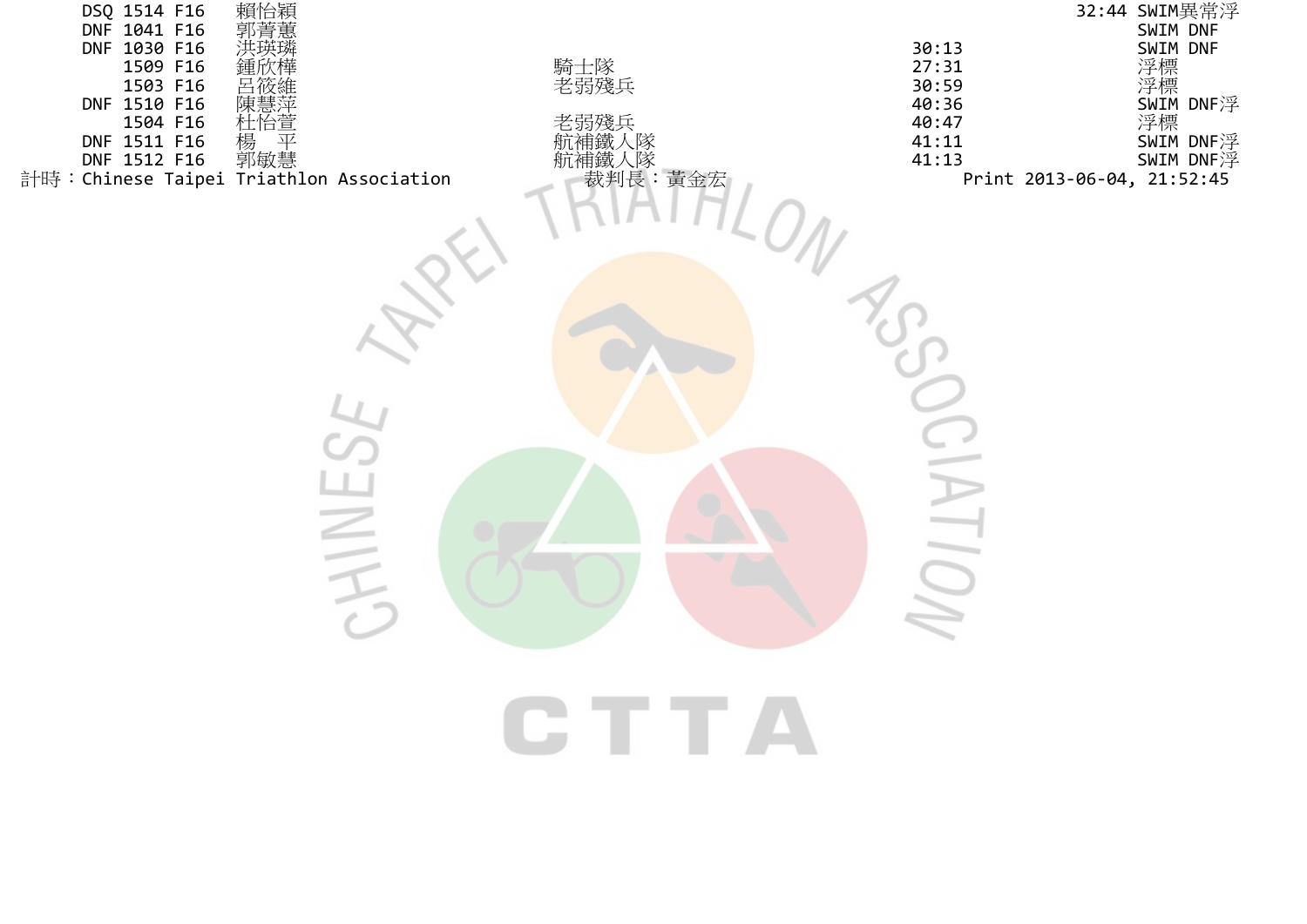| | | | | | | |
|---|---|---|---|---|---|---|
| DSQ | 1514 | F16 | 賴怡穎 | | | 32:44 SWIM異常浮 |
| DNF | 1041 | F16 | 郭菁蕙 | | | SWIM DNF |
| DNF | 1030 | F16 | 洪瑛璘 | | 30:13 | SWIM DNF |
| | 1509 | F16 | 鍾欣樺 | 騎士隊 | 27:31 | 浮標 |
| | 1503 | F16 | 呂筱維 | 老弱殘兵 | 30:59 | 浮標 |
| DNF | 1510 | F16 | 陳慧萍 | | 40:36 | SWIM DNF浮 |
| | 1504 | F16 | 杜怡萱 | 老弱殘兵 | 40:47 | 浮標 |
| DNF | 1511 | F16 | 楊　平 | 航補鐵人隊 | 41:11 | SWIM DNF浮 |
| DNF | 1512 | F16 | 郭敏慧 | 航補鐵人隊 | 41:13 | SWIM DNF浮 |

計時：Chinese Taipei Triathlon Association　　裁判長：黃金宏　　Print 2013-06-04, 21:52:45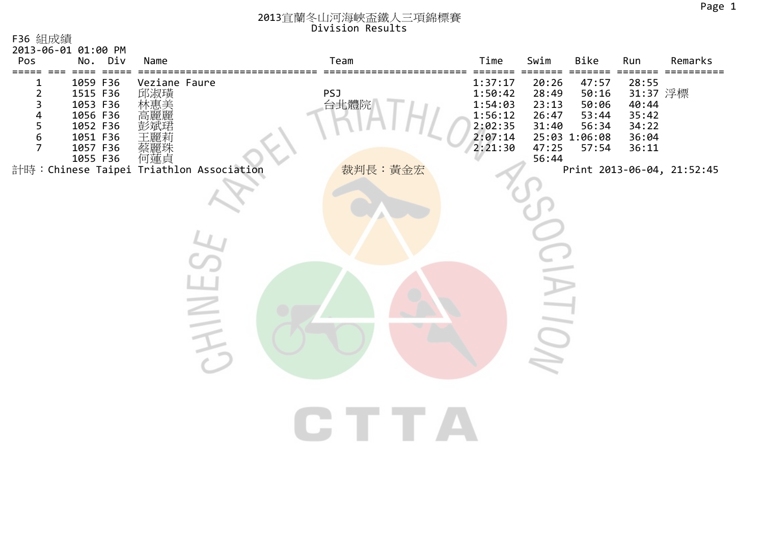# 2013宜蘭冬山河海峽盃鐵人三項錦標賽

## Division Results

F36 組成績

2013-06-01 01:00 PM

| Pos | No. | Div | Name | Team | Time | Swim | Bike | Run | Remarks |
|---|---|---|---|---|---|---|---|---|---|
| 1 | 1059 | F36 | Veziane Faure | | 1:37:17 | 20:26 | 47:57 | 28:55 | |
| 2 | 1515 | F36 | 邱淑璜 | PSJ | 1:50:42 | 28:49 | 50:16 | 31:37 | 浮標 |
| 3 | 1053 | F36 | 林惠美 | 台北體院 | 1:54:03 | 23:13 | 50:06 | 40:44 | |
| 4 | 1056 | F36 | 高麗麗 | | 1:56:12 | 26:47 | 53:44 | 35:42 | |
| 5 | 1052 | F36 | 彭斌珺 | | 2:02:35 | 31:40 | 56:34 | 34:22 | |
| 6 | 1051 | F36 | 王麗莉 | | 2:07:14 | 25:03 | 1:06:08 | 36:04 | |
| 7 | 1057 | F36 | 蔡麗珠 | | 2:21:30 | 47:25 | 57:54 | 36:11 | |
| | 1055 | F36 | 何蓮貞 | | | 56:44 | | | |

計時：Chinese Taipei Triathlon Association 裁判長：黃金宏 Print 2013-06-04, 21:52:45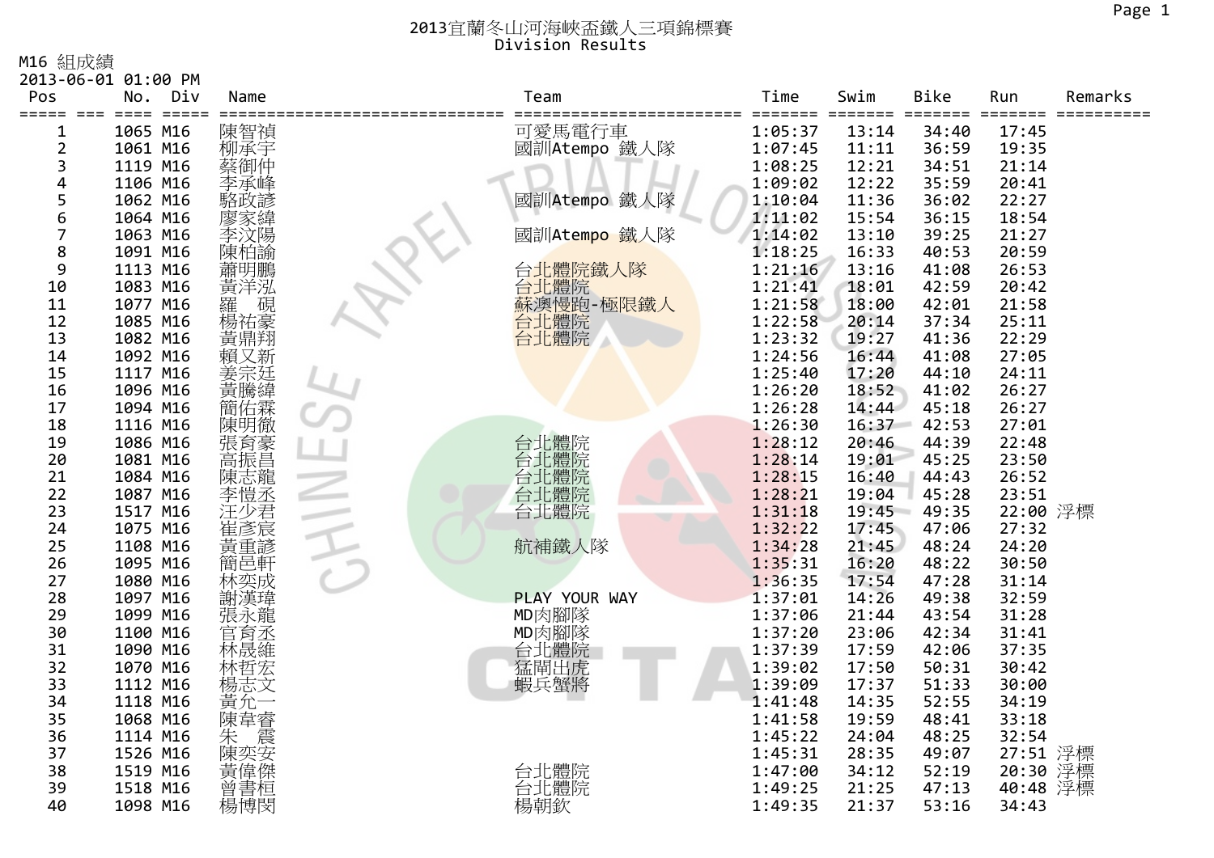# 2013宜蘭冬山河海峽盃鐵人三項錦標賽

## Division Results

M16 組成績

2013-06-01 01:00 PM

| Pos | No. | Div | Name | Team | Time | Swim | Bike | Run | Remarks |
|---|---|---|---|---|---|---|---|---|---|
| 1 | 1065 | M16 | 陳智禎 | 可愛馬電行車 | 1:05:37 | 13:14 | 34:40 | 17:45 | |
| 2 | 1061 | M16 | 柳承宇 | 國訓Atempo 鐵人隊 | 1:07:45 | 11:11 | 36:59 | 19:35 | |
| 3 | 1119 | M16 | 蔡御仲 | | 1:08:25 | 12:21 | 34:51 | 21:14 | |
| 4 | 1106 | M16 | 李承峰 | | 1:09:02 | 12:22 | 35:59 | 20:41 | |
| 5 | 1062 | M16 | 駱政諺 | 國訓Atempo 鐵人隊 | 1:10:04 | 11:36 | 36:02 | 22:27 | |
| 6 | 1064 | M16 | 廖家緯 | | 1:11:02 | 15:54 | 36:15 | 18:54 | |
| 7 | 1063 | M16 | 李汶陽 | 國訓Atempo 鐵人隊 | 1:14:02 | 13:10 | 39:25 | 21:27 | |
| 8 | 1091 | M16 | 陳柏諭 | | 1:18:25 | 16:33 | 40:53 | 20:59 | |
| 9 | 1113 | M16 | 蕭明鵬 | 台北體院鐵人隊 | 1:21:16 | 13:16 | 41:08 | 26:53 | |
| 10 | 1083 | M16 | 黃洋泓 | 台北體院 | 1:21:41 | 18:01 | 42:59 | 20:42 | |
| 11 | 1077 | M16 | 羅　硯 | 蘇澳慢跑-極限鐵人 | 1:21:58 | 18:00 | 42:01 | 21:58 | |
| 12 | 1085 | M16 | 楊祐豪 | 台北體院 | 1:22:58 | 20:14 | 37:34 | 25:11 | |
| 13 | 1082 | M16 | 黃鼎翔 | 台北體院 | 1:23:32 | 19:27 | 41:36 | 22:29 | |
| 14 | 1092 | M16 | 賴又新 | | 1:24:56 | 16:44 | 41:08 | 27:05 | |
| 15 | 1117 | M16 | 姜宗廷 | | 1:25:40 | 17:20 | 44:10 | 24:11 | |
| 16 | 1096 | M16 | 黃騰緯 | | 1:26:20 | 18:52 | 41:02 | 26:27 | |
| 17 | 1094 | M16 | 簡佑霖 | | 1:26:28 | 14:44 | 45:18 | 26:27 | |
| 18 | 1116 | M16 | 陳明徹 | | 1:26:30 | 16:37 | 42:53 | 27:01 | |
| 19 | 1086 | M16 | 張育豪 | 台北體院 | 1:28:12 | 20:46 | 44:39 | 22:48 | |
| 20 | 1081 | M16 | 高振昌 | 台北體院 | 1:28:14 | 19:01 | 45:25 | 23:50 | |
| 21 | 1084 | M16 | 陳志龍 | 台北體院 | 1:28:15 | 16:40 | 44:43 | 26:52 | |
| 22 | 1087 | M16 | 李愷丞 | 台北體院 | 1:28:21 | 19:04 | 45:28 | 23:51 | |
| 23 | 1517 | M16 | 汪少君 | 台北體院 | 1:31:18 | 19:45 | 49:35 | 22:00 | 浮標 |
| 24 | 1075 | M16 | 崔彥宸 | | 1:32:22 | 17:45 | 47:06 | 27:32 | |
| 25 | 1108 | M16 | 黃重諺 | 航補鐵人隊 | 1:34:28 | 21:45 | 48:24 | 24:20 | |
| 26 | 1095 | M16 | 簡邑軒 | | 1:35:31 | 16:20 | 48:22 | 30:50 | |
| 27 | 1080 | M16 | 林奕成 | | 1:36:35 | 17:54 | 47:28 | 31:14 | |
| 28 | 1097 | M16 | 謝漢瑋 | PLAY YOUR WAY | 1:37:01 | 14:26 | 49:38 | 32:59 | |
| 29 | 1099 | M16 | 張永龍 | MD肉腳隊 | 1:37:06 | 21:44 | 43:54 | 31:28 | |
| 30 | 1100 | M16 | 官育丞 | MD肉腳隊 | 1:37:20 | 23:06 | 42:34 | 31:41 | |
| 31 | 1090 | M16 | 林晟維 | 台北體院 | 1:37:39 | 17:59 | 42:06 | 37:35 | |
| 32 | 1070 | M16 | 林哲宏 | 猛閘出虎 | 1:39:02 | 17:50 | 50:31 | 30:42 | |
| 33 | 1112 | M16 | 楊志文 | 蝦兵蟹將 | 1:39:09 | 17:37 | 51:33 | 30:00 | |
| 34 | 1118 | M16 | 黃允一 | | 1:41:48 | 14:35 | 52:55 | 34:19 | |
| 35 | 1068 | M16 | 陳韋睿 | | 1:41:58 | 19:59 | 48:41 | 33:18 | |
| 36 | 1114 | M16 | 朱　震 | | 1:45:22 | 24:04 | 48:25 | 32:54 | |
| 37 | 1526 | M16 | 陳奕安 | | 1:45:31 | 28:35 | 49:07 | 27:51 | 浮標 |
| 38 | 1519 | M16 | 黃偉傑 | 台北體院 | 1:47:00 | 34:12 | 52:19 | 20:30 | 浮標 |
| 39 | 1518 | M16 | 曾書桓 | 台北體院 | 1:49:25 | 21:25 | 47:13 | 40:48 | 浮標 |
| 40 | 1098 | M16 | 楊博閔 | 楊朝欽 | 1:49:35 | 21:37 | 53:16 | 34:43 | |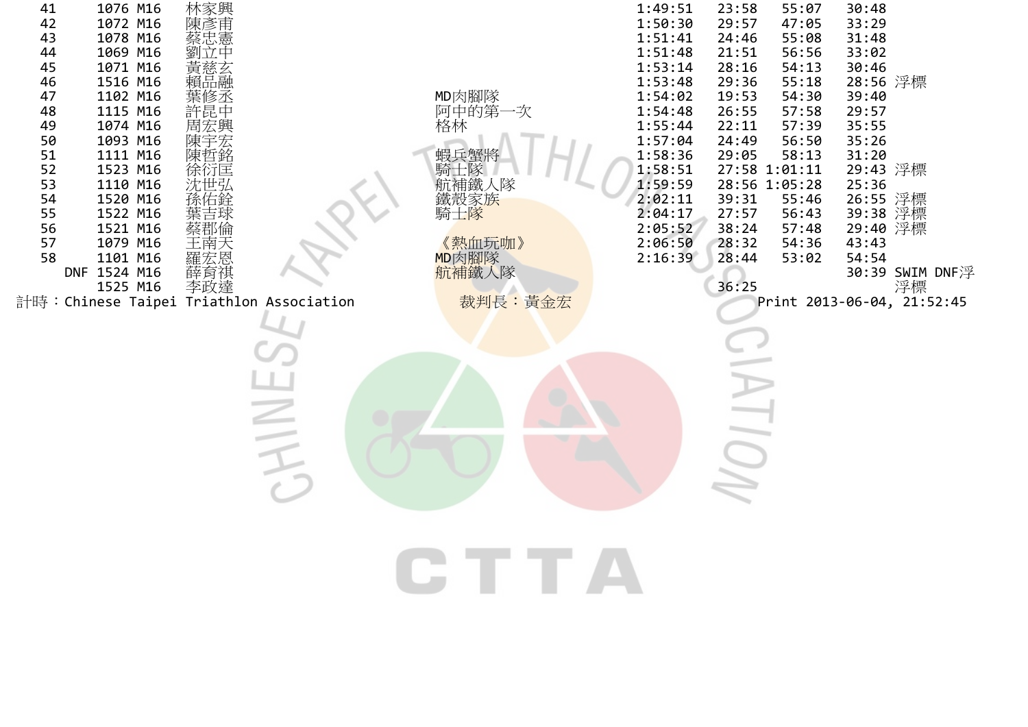| | | | | | | | | | |
|---|---|---|---|---|---|---|---|---|---|
| 41 | 1076 | M16 | 林家興 | | 1:49:51 | 23:58 | 55:07 | 30:48 | |
| 42 | 1072 | M16 | 陳彥甫 | | 1:50:30 | 29:57 | 47:05 | 33:29 | |
| 43 | 1078 | M16 | 蔡忠憲 | | 1:51:41 | 24:46 | 55:08 | 31:48 | |
| 44 | 1069 | M16 | 劉立中 | | 1:51:48 | 21:51 | 56:56 | 33:02 | |
| 45 | 1071 | M16 | 黃慈玄 | | 1:53:14 | 28:16 | 54:13 | 30:46 | |
| 46 | 1516 | M16 | 賴品融 | | 1:53:48 | 29:36 | 55:18 | 28:56 | 浮標 |
| 47 | 1102 | M16 | 葉修丞 | MD肉腳隊 | 1:54:02 | 19:53 | 54:30 | 39:40 | |
| 48 | 1115 | M16 | 許昆中 | 阿中的第一次 | 1:54:48 | 26:55 | 57:58 | 29:57 | |
| 49 | 1074 | M16 | 周宏興 | 格林 | 1:55:44 | 22:11 | 57:39 | 35:55 | |
| 50 | 1093 | M16 | 陳宇宏 | | 1:57:04 | 24:49 | 56:50 | 35:26 | |
| 51 | 1111 | M16 | 陳哲銘 | 蝦兵蟹將 | 1:58:36 | 29:05 | 58:13 | 31:20 | |
| 52 | 1523 | M16 | 徐衍匡 | 騎士隊 | 1:58:51 | 27:58 | 1:01:11 | 29:43 | 浮標 |
| 53 | 1110 | M16 | 沈世弘 | 航補鐵人隊 | 1:59:59 | 28:56 | 1:05:28 | 25:36 | |
| 54 | 1520 | M16 | 孫佑銓 | 鐵殼家族 | 2:02:11 | 39:31 | 55:46 | 26:55 | 浮標 |
| 55 | 1522 | M16 | 葉吉球 | 騎士隊 | 2:04:17 | 27:57 | 56:43 | 39:38 | 浮標 |
| 56 | 1521 | M16 | 蔡郡倫 | | 2:05:52 | 38:24 | 57:48 | 29:40 | 浮標 |
| 57 | 1079 | M16 | 王南天 | 《熱血玩咖》 | 2:06:50 | 28:32 | 54:36 | 43:43 | |
| 58 | 1101 | M16 | 羅宏恩 | MD肉腳隊 | 2:16:39 | 28:44 | 53:02 | 54:54 | |
| DNF | 1524 | M16 | 薛育祺 | 航補鐵人隊 | | | | 30:39 | SWIM DNF浮 |
| | 1525 | M16 | 李政達 | | | 36:25 | | | 浮標 |

計時：Chinese Taipei Triathlon Association　　裁判長：黃金宏　　Print 2013-06-04, 21:52:45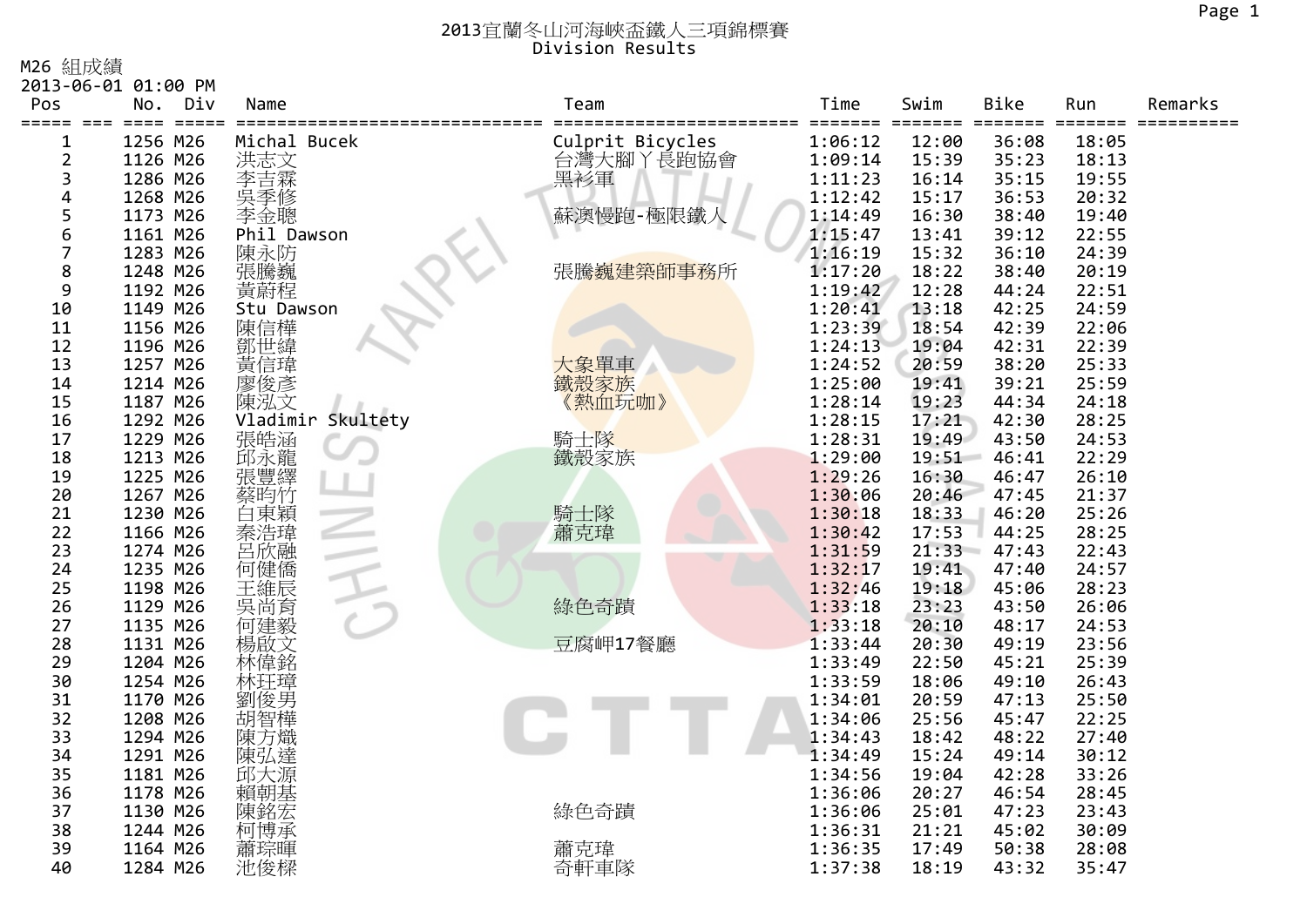# 2013宜蘭冬山河海峽盃鐵人三項錦標賽

## Division Results

M26 組成績

2013-06-01 01:00 PM

| Pos | No. | Div | Name | Team | Time | Swim | Bike | Run | Remarks |
|---|---|---|---|---|---|---|---|---|---|
| 1 | 1256 | M26 | Michal Bucek | Culprit Bicycles | 1:06:12 | 12:00 | 36:08 | 18:05 | |
| 2 | 1126 | M26 | 洪志文 | 台灣大腳丫長跑協會 | 1:09:14 | 15:39 | 35:23 | 18:13 | |
| 3 | 1286 | M26 | 李吉霖 | 黑衫軍 | 1:11:23 | 16:14 | 35:15 | 19:55 | |
| 4 | 1268 | M26 | 吳季修 | | 1:12:42 | 15:17 | 36:53 | 20:32 | |
| 5 | 1173 | M26 | 李金聰 | 蘇澳慢跑-極限鐵人 | 1:14:49 | 16:30 | 38:40 | 19:40 | |
| 6 | 1161 | M26 | Phil Dawson | | 1:15:47 | 13:41 | 39:12 | 22:55 | |
| 7 | 1283 | M26 | 陳永防 | | 1:16:19 | 15:32 | 36:10 | 24:39 | |
| 8 | 1248 | M26 | 張騰巍 | 張騰巍建築師事務所 | 1:17:20 | 18:22 | 38:40 | 20:19 | |
| 9 | 1192 | M26 | 黃蔚程 | | 1:19:42 | 12:28 | 44:24 | 22:51 | |
| 10 | 1149 | M26 | Stu Dawson | | 1:20:41 | 13:18 | 42:25 | 24:59 | |
| 11 | 1156 | M26 | 陳信樺 | | 1:23:39 | 18:54 | 42:39 | 22:06 | |
| 12 | 1196 | M26 | 鄧世緯 | | 1:24:13 | 19:04 | 42:31 | 22:39 | |
| 13 | 1257 | M26 | 黃信瑋 | 大象單車 | 1:24:52 | 20:59 | 38:20 | 25:33 | |
| 14 | 1214 | M26 | 廖俊彥 | 鐵殼家族 | 1:25:00 | 19:41 | 39:21 | 25:59 | |
| 15 | 1187 | M26 | 陳泓文 | 《熱血玩咖》 | 1:28:14 | 19:23 | 44:34 | 24:18 | |
| 16 | 1292 | M26 | Vladimir Skultety | | 1:28:15 | 17:21 | 42:30 | 28:25 | |
| 17 | 1229 | M26 | 張皓涵 | 騎士隊 | 1:28:31 | 19:49 | 43:50 | 24:53 | |
| 18 | 1213 | M26 | 邱永龍 | 鐵殼家族 | 1:29:00 | 19:51 | 46:41 | 22:29 | |
| 19 | 1225 | M26 | 張豐繹 | | 1:29:26 | 16:30 | 46:47 | 26:10 | |
| 20 | 1267 | M26 | 蔡昀竹 | | 1:30:06 | 20:46 | 47:45 | 21:37 | |
| 21 | 1230 | M26 | 白東穎 | 騎士隊 | 1:30:18 | 18:33 | 46:20 | 25:26 | |
| 22 | 1166 | M26 | 秦浩瑋 | 蕭克瑋 | 1:30:42 | 17:53 | 44:25 | 28:25 | |
| 23 | 1274 | M26 | 呂欣融 | | 1:31:59 | 21:33 | 47:43 | 22:43 | |
| 24 | 1235 | M26 | 何健僑 | | 1:32:17 | 19:41 | 47:40 | 24:57 | |
| 25 | 1198 | M26 | 王維辰 | | 1:32:46 | 19:18 | 45:06 | 28:23 | |
| 26 | 1129 | M26 | 吳尚育 | 綠色奇蹟 | 1:33:18 | 23:23 | 43:50 | 26:06 | |
| 27 | 1135 | M26 | 何建毅 | | 1:33:18 | 20:10 | 48:17 | 24:53 | |
| 28 | 1131 | M26 | 楊啟文 | 豆腐岬17餐廳 | 1:33:44 | 20:30 | 49:19 | 23:56 | |
| 29 | 1204 | M26 | 林偉銘 | | 1:33:49 | 22:50 | 45:21 | 25:39 | |
| 30 | 1254 | M26 | 林玨璋 | | 1:33:59 | 18:06 | 49:10 | 26:43 | |
| 31 | 1170 | M26 | 劉俊男 | | 1:34:01 | 20:59 | 47:13 | 25:50 | |
| 32 | 1208 | M26 | 胡智樺 | | 1:34:06 | 25:56 | 45:47 | 22:25 | |
| 33 | 1294 | M26 | 陳方熾 | | 1:34:43 | 18:42 | 48:22 | 27:40 | |
| 34 | 1291 | M26 | 陳弘達 | | 1:34:49 | 15:24 | 49:14 | 30:12 | |
| 35 | 1181 | M26 | 邱大源 | | 1:34:56 | 19:04 | 42:28 | 33:26 | |
| 36 | 1178 | M26 | 賴朝基 | | 1:36:06 | 20:27 | 46:54 | 28:45 | |
| 37 | 1130 | M26 | 陳銘宏 | 綠色奇蹟 | 1:36:06 | 25:01 | 47:23 | 23:43 | |
| 38 | 1244 | M26 | 柯博承 | | 1:36:31 | 21:21 | 45:02 | 30:09 | |
| 39 | 1164 | M26 | 蕭琮暉 | 蕭克瑋 | 1:36:35 | 17:49 | 50:38 | 28:08 | |
| 40 | 1284 | M26 | 池俊樑 | 奇軒車隊 | 1:37:38 | 18:19 | 43:32 | 35:47 | |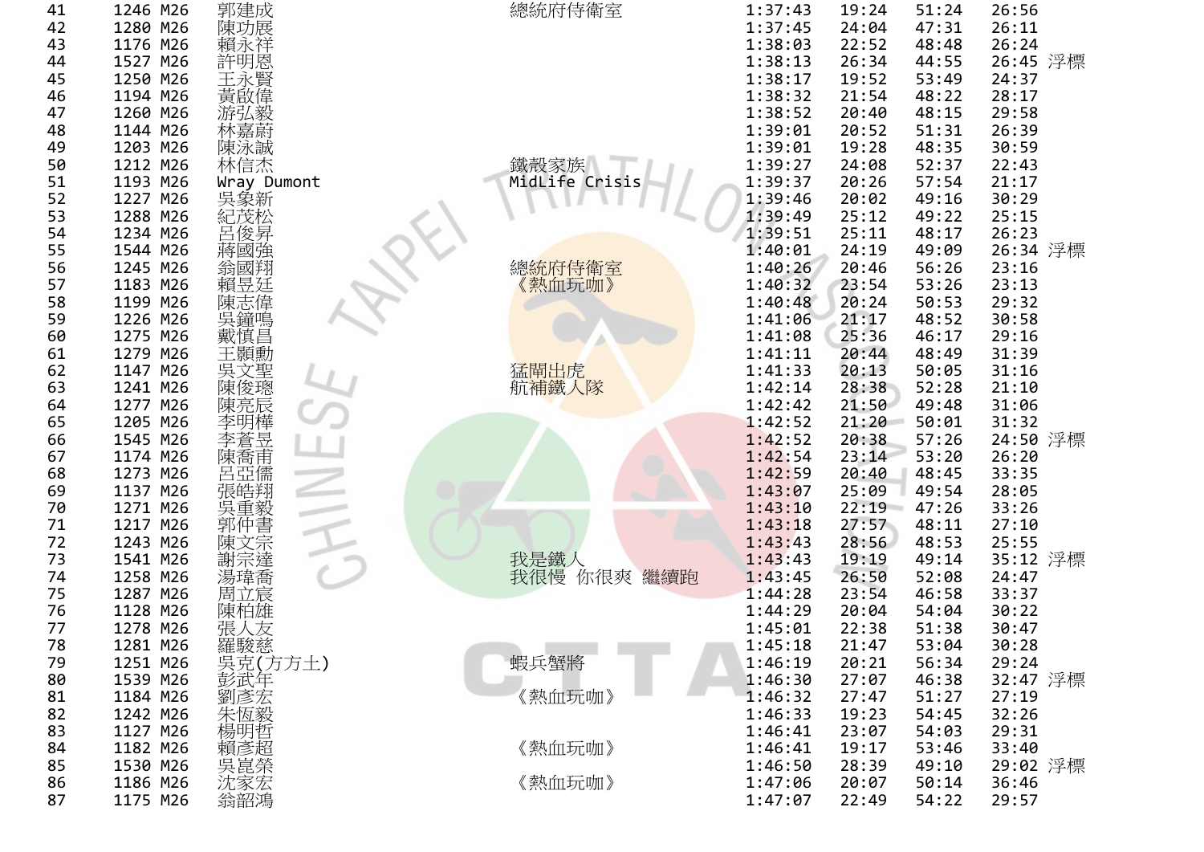| | | | | | | | | | |
|---|---|---|---|---|---|---|---|---|---|
| 41 | 1246 | M26 | 郭建成 | 總統府侍衛室 | 1:37:43 | 19:24 | 51:24 | 26:56 | |
| 42 | 1280 | M26 | 陳功展 | | 1:37:45 | 24:04 | 47:31 | 26:11 | |
| 43 | 1176 | M26 | 賴永祥 | | 1:38:03 | 22:52 | 48:48 | 26:24 | |
| 44 | 1527 | M26 | 許明恩 | | 1:38:13 | 26:34 | 44:55 | 26:45 | 浮標 |
| 45 | 1250 | M26 | 王永賢 | | 1:38:17 | 19:52 | 53:49 | 24:37 | |
| 46 | 1194 | M26 | 黃啟偉 | | 1:38:32 | 21:54 | 48:22 | 28:17 | |
| 47 | 1260 | M26 | 游弘毅 | | 1:38:52 | 20:40 | 48:15 | 29:58 | |
| 48 | 1144 | M26 | 林嘉蔚 | | 1:39:01 | 20:52 | 51:31 | 26:39 | |
| 49 | 1203 | M26 | 陳泳誠 | | 1:39:01 | 19:28 | 48:35 | 30:59 | |
| 50 | 1212 | M26 | 林信杰 | 鐵殼家族 | 1:39:27 | 24:08 | 52:37 | 22:43 | |
| 51 | 1193 | M26 | Wray Dumont | MidLife Crisis | 1:39:37 | 20:26 | 57:54 | 21:17 | |
| 52 | 1227 | M26 | 吳象新 | | 1:39:46 | 20:02 | 49:16 | 30:29 | |
| 53 | 1288 | M26 | 紀茂松 | | 1:39:49 | 25:12 | 49:22 | 25:15 | |
| 54 | 1234 | M26 | 呂俊昇 | | 1:39:51 | 25:11 | 48:17 | 26:23 | |
| 55 | 1544 | M26 | 蔣國強 | | 1:40:01 | 24:19 | 49:09 | 26:34 | 浮標 |
| 56 | 1245 | M26 | 翁國翔 | 總統府侍衛室 | 1:40:26 | 20:46 | 56:26 | 23:16 | |
| 57 | 1183 | M26 | 賴昱廷 | 《熱血玩咖》 | 1:40:32 | 23:54 | 53:26 | 23:13 | |
| 58 | 1199 | M26 | 陳志偉 | | 1:40:48 | 20:24 | 50:53 | 29:32 | |
| 59 | 1226 | M26 | 吳鐘鳴 | | 1:41:06 | 21:17 | 48:52 | 30:58 | |
| 60 | 1275 | M26 | 戴慎昌 | | 1:41:08 | 25:36 | 46:17 | 29:16 | |
| 61 | 1279 | M26 | 王顯勳 | | 1:41:11 | 20:44 | 48:49 | 31:39 | |
| 62 | 1147 | M26 | 吳文聖 | 猛鬧出虎 | 1:41:33 | 20:13 | 50:05 | 31:16 | |
| 63 | 1241 | M26 | 陳俊璁 | 航補鐵人隊 | 1:42:14 | 28:38 | 52:28 | 21:10 | |
| 64 | 1277 | M26 | 陳亮辰 | | 1:42:42 | 21:50 | 49:48 | 31:06 | |
| 65 | 1205 | M26 | 李明樺 | | 1:42:52 | 21:20 | 50:01 | 31:32 | |
| 66 | 1545 | M26 | 李蒼昱 | | 1:42:52 | 20:38 | 57:26 | 24:50 | 浮標 |
| 67 | 1174 | M26 | 陳喬甫 | | 1:42:54 | 23:14 | 53:20 | 26:20 | |
| 68 | 1273 | M26 | 呂亞儒 | | 1:42:59 | 20:40 | 48:45 | 33:35 | |
| 69 | 1137 | M26 | 張皓翔 | | 1:43:07 | 25:09 | 49:54 | 28:05 | |
| 70 | 1271 | M26 | 吳重毅 | | 1:43:10 | 22:19 | 47:26 | 33:26 | |
| 71 | 1217 | M26 | 郭仲書 | | 1:43:18 | 27:57 | 48:11 | 27:10 | |
| 72 | 1243 | M26 | 陳文宗 | | 1:43:43 | 28:56 | 48:53 | 25:55 | |
| 73 | 1541 | M26 | 謝宗達 | 我是鐵人 | 1:43:43 | 19:19 | 49:14 | 35:12 | 浮標 |
| 74 | 1258 | M26 | 湯瑋喬 | 我很慢 你很爽 繼續跑 | 1:43:45 | 26:50 | 52:08 | 24:47 | |
| 75 | 1287 | M26 | 周立宸 | | 1:44:28 | 23:54 | 46:58 | 33:37 | |
| 76 | 1128 | M26 | 陳柏雄 | | 1:44:29 | 20:04 | 54:04 | 30:22 | |
| 77 | 1278 | M26 | 張人友 | | 1:45:01 | 22:38 | 51:38 | 30:47 | |
| 78 | 1281 | M26 | 羅駿慈 | | 1:45:18 | 21:47 | 53:04 | 30:28 | |
| 79 | 1251 | M26 | 吳克(方方土) | 蝦兵蟹將 | 1:46:19 | 20:21 | 56:34 | 29:24 | |
| 80 | 1539 | M26 | 彭武年 | | 1:46:30 | 27:07 | 46:38 | 32:47 | 浮標 |
| 81 | 1184 | M26 | 劉彥宏 | 《熱血玩咖》 | 1:46:32 | 27:47 | 51:27 | 27:19 | |
| 82 | 1242 | M26 | 朱恆毅 | | 1:46:33 | 19:23 | 54:45 | 32:26 | |
| 83 | 1127 | M26 | 楊明哲 | | 1:46:41 | 23:07 | 54:03 | 29:31 | |
| 84 | 1182 | M26 | 賴彥超 | 《熱血玩咖》 | 1:46:41 | 19:17 | 53:46 | 33:40 | |
| 85 | 1530 | M26 | 吳崑榮 | | 1:46:50 | 28:39 | 49:10 | 29:02 | 浮標 |
| 86 | 1186 | M26 | 沈家宏 | 《熱血玩咖》 | 1:47:06 | 20:07 | 50:14 | 36:46 | |
| 87 | 1175 | M26 | 翁韶鴻 | | 1:47:07 | 22:49 | 54:22 | 29:57 | |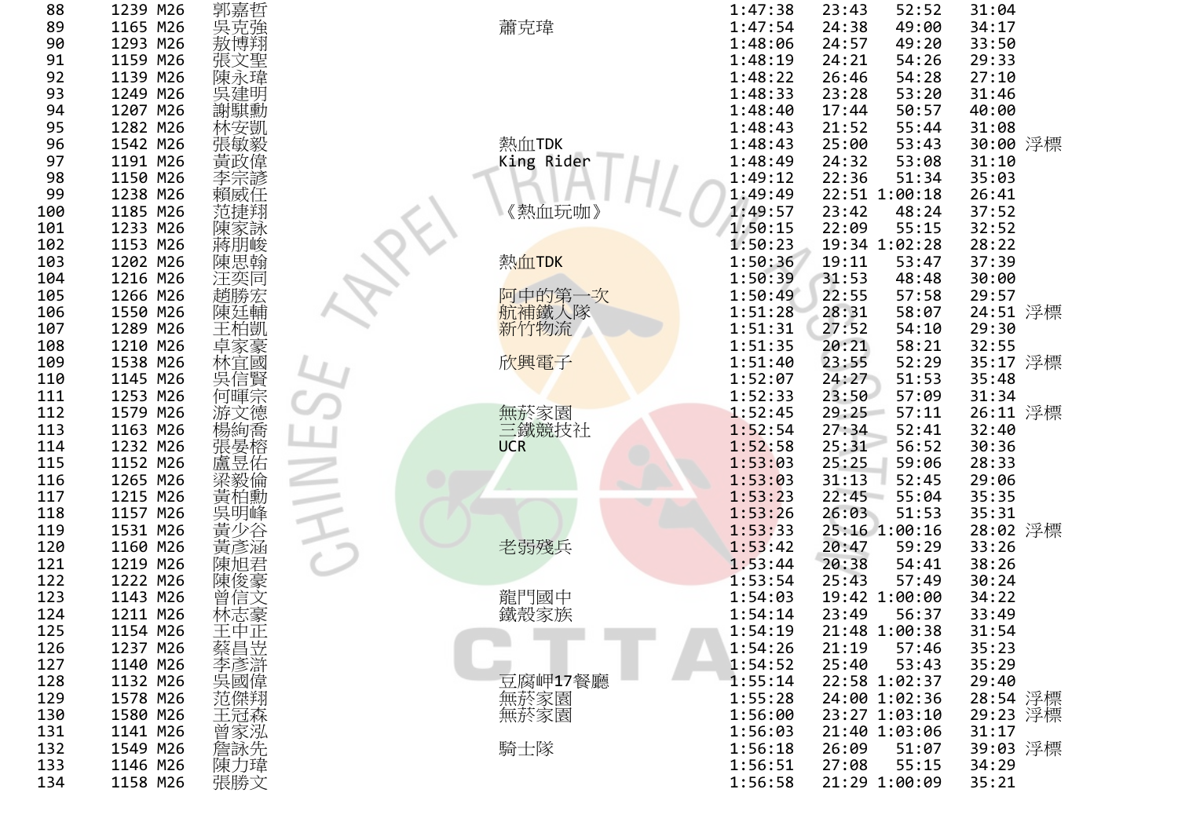| | | | | | | | | | |
|---|---|---|---|---|---|---|---|---|---|
| 88 | 1239 | M26 | 郭嘉哲 | | 1:47:38 | 23:43 | 52:52 | 31:04 | |
| 89 | 1165 | M26 | 吳克強 | 蕭克瑋 | 1:47:54 | 24:38 | 49:00 | 34:17 | |
| 90 | 1293 | M26 | 敖博翔 | | 1:48:06 | 24:57 | 49:20 | 33:50 | |
| 91 | 1159 | M26 | 張文聖 | | 1:48:19 | 24:21 | 54:26 | 29:33 | |
| 92 | 1139 | M26 | 陳永瑋 | | 1:48:22 | 26:46 | 54:28 | 27:10 | |
| 93 | 1249 | M26 | 吳建明 | | 1:48:33 | 23:28 | 53:20 | 31:46 | |
| 94 | 1207 | M26 | 謝騏勳 | | 1:48:40 | 17:44 | 50:57 | 40:00 | |
| 95 | 1282 | M26 | 林安凱 | | 1:48:43 | 21:52 | 55:44 | 31:08 | |
| 96 | 1542 | M26 | 張敏毅 | 熱血TDK | 1:48:43 | 25:00 | 53:43 | 30:00 | 浮標 |
| 97 | 1191 | M26 | 黃政偉 | King Rider | 1:48:49 | 24:32 | 53:08 | 31:10 | |
| 98 | 1150 | M26 | 李宗諺 | | 1:49:12 | 22:36 | 51:34 | 35:03 | |
| 99 | 1238 | M26 | 賴威任 | | 1:49:49 | 22:51 | 1:00:18 | 26:41 | |
| 100 | 1185 | M26 | 范捷翔 | 《熱血玩咖》 | 1:49:57 | 23:42 | 48:24 | 37:52 | |
| 101 | 1233 | M26 | 陳家詠 | | 1:50:15 | 22:09 | 55:15 | 32:52 | |
| 102 | 1153 | M26 | 蔣朋峻 | | 1:50:23 | 19:34 | 1:02:28 | 28:22 | |
| 103 | 1202 | M26 | 陳思翰 | 熱血TDK | 1:50:36 | 19:11 | 53:47 | 37:39 | |
| 104 | 1216 | M26 | 汪奕同 | | 1:50:39 | 31:53 | 48:48 | 30:00 | |
| 105 | 1266 | M26 | 趙勝宏 | 阿中的第一次 | 1:50:49 | 22:55 | 57:58 | 29:57 | |
| 106 | 1550 | M26 | 陳廷輔 | 航補鐵人隊 | 1:51:28 | 28:31 | 58:07 | 24:51 | 浮標 |
| 107 | 1289 | M26 | 王柏凱 | 新竹物流 | 1:51:31 | 27:52 | 54:10 | 29:30 | |
| 108 | 1210 | M26 | 卓家豪 | | 1:51:35 | 20:21 | 58:21 | 32:55 | |
| 109 | 1538 | M26 | 林宜國 | 欣興電子 | 1:51:40 | 23:55 | 52:29 | 35:17 | 浮標 |
| 110 | 1145 | M26 | 吳信賢 | | 1:52:07 | 24:27 | 51:53 | 35:48 | |
| 111 | 1253 | M26 | 何暉宗 | | 1:52:33 | 23:50 | 57:09 | 31:34 | |
| 112 | 1579 | M26 | 游文德 | 無菸家園 | 1:52:45 | 29:25 | 57:11 | 26:11 | 浮標 |
| 113 | 1163 | M26 | 楊絢喬 | 三鐵競技社 | 1:52:54 | 27:34 | 52:41 | 32:40 | |
| 114 | 1232 | M26 | 張晏榕 | UCR | 1:52:58 | 25:31 | 56:52 | 30:36 | |
| 115 | 1152 | M26 | 盧昱佑 | | 1:53:03 | 25:25 | 59:06 | 28:33 | |
| 116 | 1265 | M26 | 梁毅倫 | | 1:53:03 | 31:13 | 52:45 | 29:06 | |
| 117 | 1215 | M26 | 黃柏勳 | | 1:53:23 | 22:45 | 55:04 | 35:35 | |
| 118 | 1157 | M26 | 吳明峰 | | 1:53:26 | 26:03 | 51:53 | 35:31 | |
| 119 | 1531 | M26 | 黃少谷 | | 1:53:33 | 25:16 | 1:00:16 | 28:02 | 浮標 |
| 120 | 1160 | M26 | 黃彥涵 | 老弱殘兵 | 1:53:42 | 20:47 | 59:29 | 33:26 | |
| 121 | 1219 | M26 | 陳旭君 | | 1:53:44 | 20:38 | 54:41 | 38:26 | |
| 122 | 1222 | M26 | 陳俊豪 | | 1:53:54 | 25:43 | 57:49 | 30:24 | |
| 123 | 1143 | M26 | 曾信文 | 龍門國中 | 1:54:03 | 19:42 | 1:00:00 | 34:22 | |
| 124 | 1211 | M26 | 林志豪 | 鐵殼家族 | 1:54:14 | 23:49 | 56:37 | 33:49 | |
| 125 | 1154 | M26 | 王中正 | | 1:54:19 | 21:48 | 1:00:38 | 31:54 | |
| 126 | 1237 | M26 | 蔡昌岦 | | 1:54:26 | 21:19 | 57:46 | 35:23 | |
| 127 | 1140 | M26 | 李彥滸 | | 1:54:52 | 25:40 | 53:43 | 35:29 | |
| 128 | 1132 | M26 | 吳國偉 | 豆腐岬17餐廳 | 1:55:14 | 22:58 | 1:02:37 | 29:40 | |
| 129 | 1578 | M26 | 范傑翔 | 無菸家園 | 1:55:28 | 24:00 | 1:02:36 | 28:54 | 浮標 |
| 130 | 1580 | M26 | 王冠森 | 無菸家園 | 1:56:00 | 23:27 | 1:03:10 | 29:23 | 浮標 |
| 131 | 1141 | M26 | 曾家泓 | | 1:56:03 | 21:40 | 1:03:06 | 31:17 | |
| 132 | 1549 | M26 | 詹詠先 | 騎士隊 | 1:56:18 | 26:09 | 51:07 | 39:03 | 浮標 |
| 133 | 1146 | M26 | 陳力瑋 | | 1:56:51 | 27:08 | 55:15 | 34:29 | |
| 134 | 1158 | M26 | 張勝文 | | 1:56:58 | 21:29 | 1:00:09 | 35:21 | |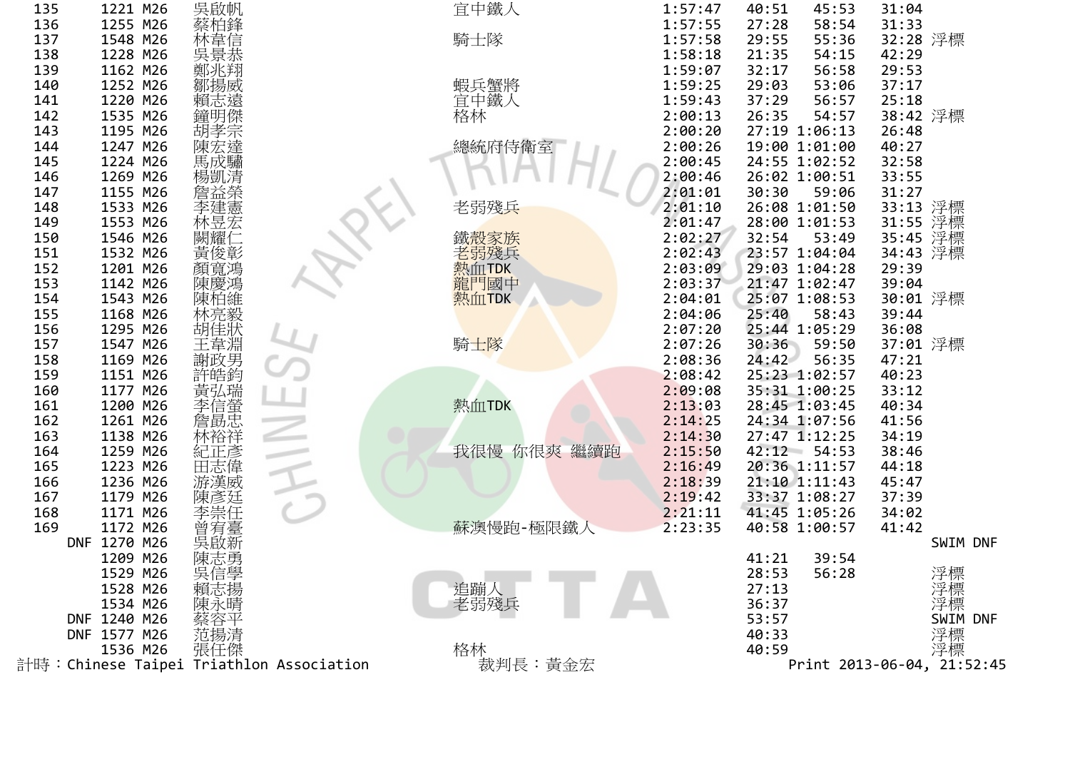| 名次 | 號碼 | 組別 | 姓名 | 隊名 | 總成績 | 游泳 | 自行車 | 跑步 | 備註 |
|---|---|---|---|---|---|---|---|---|---|
| 135 | 1221 | M26 | 吳啟帆 | 宜中鐵人 | 1:57:47 | 40:51 | 45:53 | 31:04 | |
| 136 | 1255 | M26 | 蔡柏鋒 | | 1:57:55 | 27:28 | 58:54 | 31:33 | |
| 137 | 1548 | M26 | 林韋信 | 騎士隊 | 1:57:58 | 29:55 | 55:36 | 32:28 | 浮標 |
| 138 | 1228 | M26 | 吳景恭 | | 1:58:18 | 21:35 | 54:15 | 42:29 | |
| 139 | 1162 | M26 | 鄭兆翔 | | 1:59:07 | 32:17 | 56:58 | 29:53 | |
| 140 | 1252 | M26 | 鄒揚威 | 蝦兵蟹將 | 1:59:25 | 29:03 | 53:06 | 37:17 | |
| 141 | 1220 | M26 | 賴志遠 | 宜中鐵人 | 1:59:43 | 37:29 | 56:57 | 25:18 | |
| 142 | 1535 | M26 | 鐘明傑 | 格林 | 2:00:13 | 26:35 | 54:57 | 38:42 | 浮標 |
| 143 | 1195 | M26 | 胡孝宗 | | 2:00:20 | 27:19 | 1:06:13 | 26:48 | |
| 144 | 1247 | M26 | 陳宏達 | 總統府侍衛室 | 2:00:26 | 19:00 | 1:01:00 | 40:27 | |
| 145 | 1224 | M26 | 馬成驌 | | 2:00:45 | 24:55 | 1:02:52 | 32:58 | |
| 146 | 1269 | M26 | 楊凱清 | | 2:00:46 | 26:02 | 1:00:51 | 33:55 | |
| 147 | 1155 | M26 | 詹益榮 | | 2:01:01 | 30:30 | 59:06 | 31:27 | |
| 148 | 1533 | M26 | 李建憲 | 老弱殘兵 | 2:01:10 | 26:08 | 1:01:50 | 33:13 | 浮標 |
| 149 | 1553 | M26 | 林昱宏 | | 2:01:47 | 28:00 | 1:01:53 | 31:55 | 浮標 |
| 150 | 1546 | M26 | 闕耀仁 | 鐵殼家族 | 2:02:27 | 32:54 | 53:49 | 35:45 | 浮標 |
| 151 | 1532 | M26 | 黃俊彰 | 老弱殘兵 | 2:02:43 | 23:57 | 1:04:04 | 34:43 | 浮標 |
| 152 | 1201 | M26 | 顏寬鴻 | 熱血TDK | 2:03:09 | 29:03 | 1:04:28 | 29:39 | |
| 153 | 1142 | M26 | 陳慶鴻 | 龍門國中 | 2:03:37 | 21:47 | 1:02:47 | 39:04 | |
| 154 | 1543 | M26 | 陳柏維 | 熱血TDK | 2:04:01 | 25:07 | 1:08:53 | 30:01 | 浮標 |
| 155 | 1168 | M26 | 林亮毅 | | 2:04:06 | 25:40 | 58:43 | 39:44 | |
| 156 | 1295 | M26 | 胡佳狀 | | 2:07:20 | 25:44 | 1:05:29 | 36:08 | |
| 157 | 1547 | M26 | 王韋淵 | 騎士隊 | 2:07:26 | 30:36 | 59:50 | 37:01 | 浮標 |
| 158 | 1169 | M26 | 謝政男 | | 2:08:36 | 24:42 | 56:35 | 47:21 | |
| 159 | 1151 | M26 | 許皓鈞 | | 2:08:42 | 25:23 | 1:02:57 | 40:23 | |
| 160 | 1177 | M26 | 黃弘瑞 | | 2:09:08 | 35:31 | 1:00:25 | 33:12 | |
| 161 | 1200 | M26 | 李信螢 | 熱血TDK | 2:13:03 | 28:45 | 1:03:45 | 40:34 | |
| 162 | 1261 | M26 | 詹勗忠 | | 2:14:25 | 24:34 | 1:07:56 | 41:56 | |
| 163 | 1138 | M26 | 林裕祥 | | 2:14:30 | 27:47 | 1:12:25 | 34:19 | |
| 164 | 1259 | M26 | 紀正彥 | 我很慢 你很爽 繼續跑 | 2:15:50 | 42:12 | 54:53 | 38:46 | |
| 165 | 1223 | M26 | 田志偉 | | 2:16:49 | 20:36 | 1:11:57 | 44:18 | |
| 166 | 1236 | M26 | 游漢威 | | 2:18:39 | 21:10 | 1:11:43 | 45:47 | |
| 167 | 1179 | M26 | 陳彥廷 | | 2:19:42 | 33:37 | 1:08:27 | 37:39 | |
| 168 | 1171 | M26 | 李崇任 | | 2:21:11 | 41:45 | 1:05:26 | 34:02 | |
| 169 | 1172 | M26 | 曾宥臺 | 蘇澳慢跑-極限鐵人 | 2:23:35 | 40:58 | 1:00:57 | 41:42 | |
| DNF | 1270 | M26 | 吳啟新 | | | | | | SWIM DNF |
| | 1209 | M26 | 陳志勇 | | | 41:21 | 39:54 | | |
| | 1529 | M26 | 吳信學 | | | 28:53 | 56:28 | | 浮標 |
| | 1528 | M26 | 賴志揚 | 追蹦人 | | 27:13 | | | 浮標 |
| | 1534 | M26 | 陳永晴 | 老弱殘兵 | | 36:37 | | | 浮標 |
| DNF | 1240 | M26 | 蔡容平 | | | 53:57 | | | SWIM DNF |
| DNF | 1577 | M26 | 范揚清 | | | 40:33 | | | 浮標 |
| | 1536 | M26 | 張任傑 | 格林 | | 40:59 | | | 浮標 |

計時：Chinese Taipei Triathlon Association　　裁判長：黃金宏　　Print 2013-06-04, 21:52:45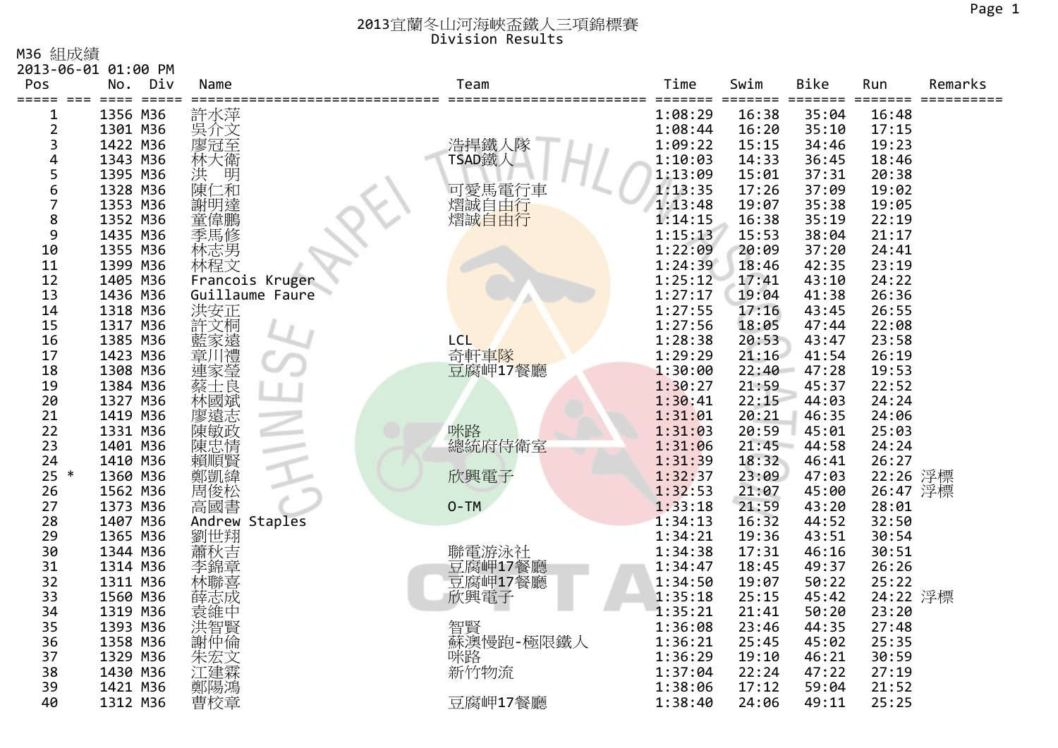# 2013宜蘭冬山河海峽盃鐵人三項錦標賽
Division Results

M36 組成績
2013-06-01 01:00 PM

| Pos | | No. | Div | Name | Team | Time | Swim | Bike | Run | Remarks |
|---|---|---|---|---|---|---|---|---|---|---|
| 1 | | 1356 | M36 | 許水萍 | | 1:08:29 | 16:38 | 35:04 | 16:48 | |
| 2 | | 1301 | M36 | 吳介文 | | 1:08:44 | 16:20 | 35:10 | 17:15 | |
| 3 | | 1422 | M36 | 廖冠至 | 浩捍鐵人隊 | 1:09:22 | 15:15 | 34:46 | 19:23 | |
| 4 | | 1343 | M36 | 林大衛 | TSAD鐵人 | 1:10:03 | 14:33 | 36:45 | 18:46 | |
| 5 | | 1395 | M36 | 洪　明 | | 1:13:09 | 15:01 | 37:31 | 20:38 | |
| 6 | | 1328 | M36 | 陳仁和 | 可愛馬電行車 | 1:13:35 | 17:26 | 37:09 | 19:02 | |
| 7 | | 1353 | M36 | 謝明達 | 熠誠自由行 | 1:13:48 | 19:07 | 35:38 | 19:05 | |
| 8 | | 1352 | M36 | 童偉鵬 | 熠誠自由行 | 1:14:15 | 16:38 | 35:19 | 22:19 | |
| 9 | | 1435 | M36 | 季馬修 | | 1:15:13 | 15:53 | 38:04 | 21:17 | |
| 10 | | 1355 | M36 | 林志男 | | 1:22:09 | 20:09 | 37:20 | 24:41 | |
| 11 | | 1399 | M36 | 林程文 | | 1:24:39 | 18:46 | 42:35 | 23:19 | |
| 12 | | 1405 | M36 | Francois Kruger | | 1:25:12 | 17:41 | 43:10 | 24:22 | |
| 13 | | 1436 | M36 | Guillaume Faure | | 1:27:17 | 19:04 | 41:38 | 26:36 | |
| 14 | | 1318 | M36 | 洪安正 | | 1:27:55 | 17:16 | 43:45 | 26:55 | |
| 15 | | 1317 | M36 | 許文桐 | | 1:27:56 | 18:05 | 47:44 | 22:08 | |
| 16 | | 1385 | M36 | 藍家遠 | LCL | 1:28:38 | 20:53 | 43:47 | 23:58 | |
| 17 | | 1423 | M36 | 章川禮 | 奇軒車隊 | 1:29:29 | 21:16 | 41:54 | 26:19 | |
| 18 | | 1308 | M36 | 連家塋 | 豆腐岬17餐廳 | 1:30:00 | 22:40 | 47:28 | 19:53 | |
| 19 | | 1384 | M36 | 蔡士良 | | 1:30:27 | 21:59 | 45:37 | 22:52 | |
| 20 | | 1327 | M36 | 林國斌 | | 1:30:41 | 22:15 | 44:03 | 24:24 | |
| 21 | | 1419 | M36 | 廖遠志 | | 1:31:01 | 20:21 | 46:35 | 24:06 | |
| 22 | | 1331 | M36 | 陳敏政 | 咪路 | 1:31:03 | 20:59 | 45:01 | 25:03 | |
| 23 | | 1401 | M36 | 陳忠情 | 總統府侍衛室 | 1:31:06 | 21:45 | 44:58 | 24:24 | |
| 24 | | 1410 | M36 | 賴順賢 | | 1:31:39 | 18:32 | 46:41 | 26:27 | |
| 25 | * | 1360 | M36 | 鄭凱緯 | 欣興電子 | 1:32:37 | 23:09 | 47:03 | 22:26 | 浮標 |
| 26 | | 1562 | M36 | 周俊松 | | 1:32:53 | 21:07 | 45:00 | 26:47 | 浮標 |
| 27 | | 1373 | M36 | 高國書 | O-TM | 1:33:18 | 21:59 | 43:20 | 28:01 | |
| 28 | | 1407 | M36 | Andrew Staples | | 1:34:13 | 16:32 | 44:52 | 32:50 | |
| 29 | | 1365 | M36 | 劉世翔 | | 1:34:21 | 19:36 | 43:51 | 30:54 | |
| 30 | | 1344 | M36 | 蕭秋吉 | 聯電游泳社 | 1:34:38 | 17:31 | 46:16 | 30:51 | |
| 31 | | 1314 | M36 | 李錦章 | 豆腐岬17餐廳 | 1:34:47 | 18:45 | 49:37 | 26:26 | |
| 32 | | 1311 | M36 | 林聯喜 | 豆腐岬17餐廳 | 1:34:50 | 19:07 | 50:22 | 25:22 | |
| 33 | | 1560 | M36 | 薛志成 | 欣興電子 | 1:35:18 | 25:15 | 45:42 | 24:22 | 浮標 |
| 34 | | 1319 | M36 | 袁維中 | | 1:35:21 | 21:41 | 50:20 | 23:20 | |
| 35 | | 1393 | M36 | 洪智賢 | 智賢 | 1:36:08 | 23:46 | 44:35 | 27:48 | |
| 36 | | 1358 | M36 | 謝仲倫 | 蘇澳慢跑-極限鐵人 | 1:36:21 | 25:45 | 45:02 | 25:35 | |
| 37 | | 1329 | M36 | 朱宏文 | 咪路 | 1:36:29 | 19:10 | 46:21 | 30:59 | |
| 38 | | 1430 | M36 | 江建霖 | 新竹物流 | 1:37:04 | 22:24 | 47:22 | 27:19 | |
| 39 | | 1421 | M36 | 鄭陽鴻 | | 1:38:06 | 17:12 | 59:04 | 21:52 | |
| 40 | | 1312 | M36 | 曹校章 | 豆腐岬17餐廳 | 1:38:40 | 24:06 | 49:11 | 25:25 | |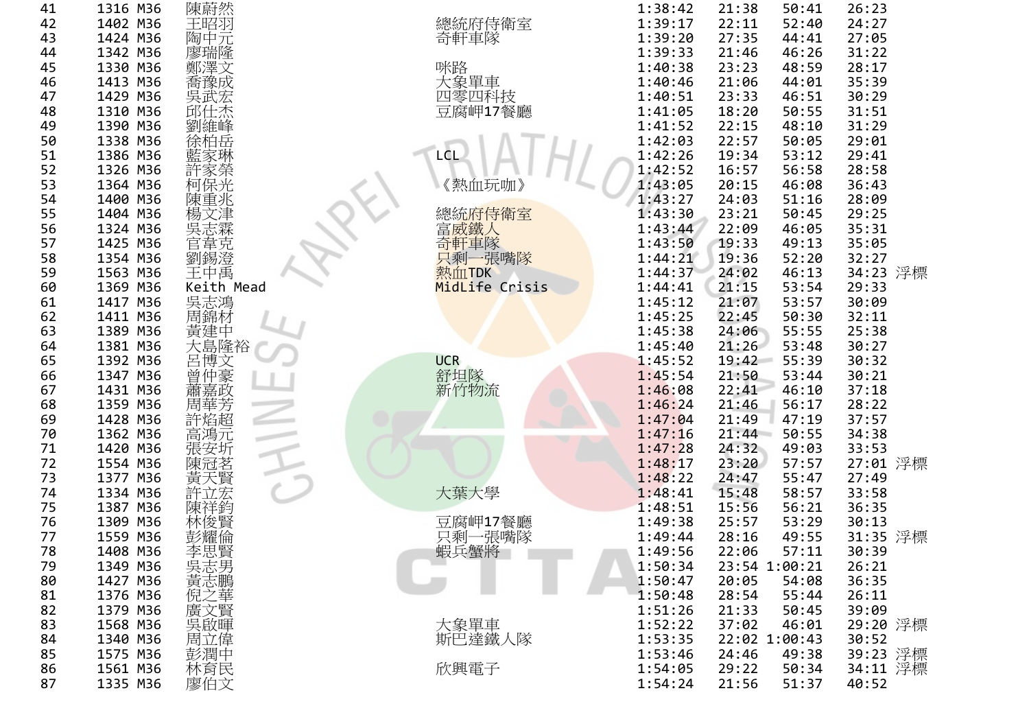| 41 | 1316 | M36 | 陳蔚然 | | 1:38:42 | 21:38 | 50:41 | 26:23 | |
|---|---|---|---|---|---|---|---|---|---|
| 42 | 1402 | M36 | 王昭羽 | 總統府侍衛室 | 1:39:17 | 22:11 | 52:40 | 24:27 | |
| 43 | 1424 | M36 | 陶中元 | 奇軒車隊 | 1:39:20 | 27:35 | 44:41 | 27:05 | |
| 44 | 1342 | M36 | 廖瑞隆 | | 1:39:33 | 21:46 | 46:26 | 31:22 | |
| 45 | 1330 | M36 | 鄭澤文 | 咪路 | 1:40:38 | 23:23 | 48:59 | 28:17 | |
| 46 | 1413 | M36 | 喬豫成 | 大象單車 | 1:40:46 | 21:06 | 44:01 | 35:39 | |
| 47 | 1429 | M36 | 吳武宏 | 四零四科技 | 1:40:51 | 23:33 | 46:51 | 30:29 | |
| 48 | 1310 | M36 | 邱仕杰 | 豆腐岬17餐廳 | 1:41:05 | 18:20 | 50:55 | 31:51 | |
| 49 | 1390 | M36 | 劉維峰 | | 1:41:52 | 22:15 | 48:10 | 31:29 | |
| 50 | 1338 | M36 | 徐柏岳 | | 1:42:03 | 22:57 | 50:05 | 29:01 | |
| 51 | 1386 | M36 | 藍家琳 | LCL | 1:42:26 | 19:34 | 53:12 | 29:41 | |
| 52 | 1326 | M36 | 許家榮 | | 1:42:52 | 16:57 | 56:58 | 28:58 | |
| 53 | 1364 | M36 | 柯保光 | 《熱血玩咖》 | 1:43:05 | 20:15 | 46:08 | 36:43 | |
| 54 | 1400 | M36 | 陳重兆 | | 1:43:27 | 24:03 | 51:16 | 28:09 | |
| 55 | 1404 | M36 | 楊文津 | 總統府侍衛室 | 1:43:30 | 23:21 | 50:45 | 29:25 | |
| 56 | 1324 | M36 | 吳志霖 | 富威鐵人 | 1:43:44 | 22:09 | 46:05 | 35:31 | |
| 57 | 1425 | M36 | 官韋克 | 奇軒車隊 | 1:43:50 | 19:33 | 49:13 | 35:05 | |
| 58 | 1354 | M36 | 劉錫澄 | 只剩一張嘴隊 | 1:44:21 | 19:36 | 52:20 | 32:27 | |
| 59 | 1563 | M36 | 王中禹 | 熱血TDK | 1:44:37 | 24:02 | 46:13 | 34:23 | 浮標 |
| 60 | 1369 | M36 | Keith Mead | MidLife Crisis | 1:44:41 | 21:15 | 53:54 | 29:33 | |
| 61 | 1417 | M36 | 吳志鴻 | | 1:45:12 | 21:07 | 53:57 | 30:09 | |
| 62 | 1411 | M36 | 周錦材 | | 1:45:25 | 22:45 | 50:30 | 32:11 | |
| 63 | 1389 | M36 | 黃建中 | | 1:45:38 | 24:06 | 55:55 | 25:38 | |
| 64 | 1381 | M36 | 大島隆裕 | | 1:45:40 | 21:26 | 53:48 | 30:27 | |
| 65 | 1392 | M36 | 呂博文 | UCR | 1:45:52 | 19:42 | 55:39 | 30:32 | |
| 66 | 1347 | M36 | 曾仲豪 | 舒坦隊 | 1:45:54 | 21:50 | 53:44 | 30:21 | |
| 67 | 1431 | M36 | 蕭嘉政 | 新竹物流 | 1:46:08 | 22:41 | 46:10 | 37:18 | |
| 68 | 1359 | M36 | 周華芳 | | 1:46:24 | 21:46 | 56:17 | 28:22 | |
| 69 | 1428 | M36 | 許焔超 | | 1:47:04 | 21:49 | 47:19 | 37:57 | |
| 70 | 1362 | M36 | 高鴻元 | | 1:47:16 | 21:44 | 50:55 | 34:38 | |
| 71 | 1420 | M36 | 張安圻 | | 1:47:28 | 24:32 | 49:03 | 33:53 | |
| 72 | 1554 | M36 | 陳冠茗 | | 1:48:17 | 23:20 | 57:57 | 27:01 | 浮標 |
| 73 | 1377 | M36 | 黃天賢 | | 1:48:22 | 24:47 | 55:47 | 27:49 | |
| 74 | 1334 | M36 | 許立宏 | 大葉大學 | 1:48:41 | 15:48 | 58:57 | 33:58 | |
| 75 | 1387 | M36 | 陳祥鈞 | | 1:48:51 | 15:56 | 56:21 | 36:35 | |
| 76 | 1309 | M36 | 林俊賢 | 豆腐岬17餐廳 | 1:49:38 | 25:57 | 53:29 | 30:13 | |
| 77 | 1559 | M36 | 彭耀倫 | 只剩一張嘴隊 | 1:49:44 | 28:16 | 49:55 | 31:35 | 浮標 |
| 78 | 1408 | M36 | 李思賢 | 蝦兵蟹將 | 1:49:56 | 22:06 | 57:11 | 30:39 | |
| 79 | 1349 | M36 | 吳志男 | | 1:50:34 | 23:54 | 1:00:21 | 26:21 | |
| 80 | 1427 | M36 | 黃志鵬 | | 1:50:47 | 20:05 | 54:08 | 36:35 | |
| 81 | 1376 | M36 | 倪之華 | | 1:50:48 | 28:54 | 55:44 | 26:11 | |
| 82 | 1379 | M36 | 廣文賢 | | 1:51:26 | 21:33 | 50:45 | 39:09 | |
| 83 | 1568 | M36 | 吳啟暉 | 大象單車 | 1:52:22 | 37:02 | 46:01 | 29:20 | 浮標 |
| 84 | 1340 | M36 | 周立偉 | 斯巴達鐵人隊 | 1:53:35 | 22:02 | 1:00:43 | 30:52 | |
| 85 | 1575 | M36 | 彭潤中 | | 1:53:46 | 24:46 | 49:38 | 39:23 | 浮標 |
| 86 | 1561 | M36 | 林育民 | 欣興電子 | 1:54:05 | 29:22 | 50:34 | 34:11 | 浮標 |
| 87 | 1335 | M36 | 廖伯文 | | 1:54:24 | 21:56 | 51:37 | 40:52 | |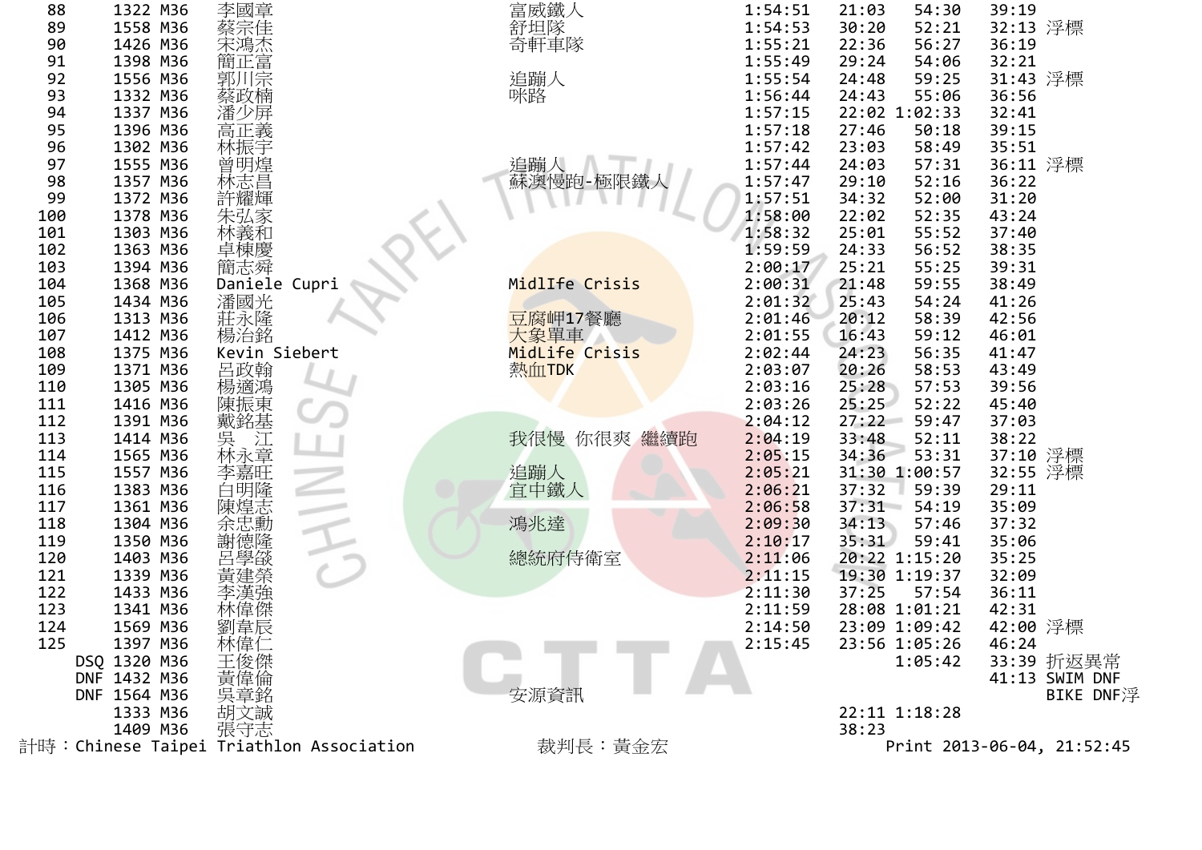| | | | | | | | | | |
|---|---|---|---|---|---|---|---|---|---|
| 88 | 1322 | M36 | 李國章 | 富威鐵人 | 1:54:51 | 21:03 | 54:30 | 39:19 | |
| 89 | 1558 | M36 | 蔡宗佳 | 舒坦隊 | 1:54:53 | 30:20 | 52:21 | 32:13 | 浮標 |
| 90 | 1426 | M36 | 宋鴻杰 | 奇軒車隊 | 1:55:21 | 22:36 | 56:27 | 36:19 | |
| 91 | 1398 | M36 | 簡正富 | | 1:55:49 | 29:24 | 54:06 | 32:21 | |
| 92 | 1556 | M36 | 郭川宗 | 追蹦人 | 1:55:54 | 24:48 | 59:25 | 31:43 | 浮標 |
| 93 | 1332 | M36 | 蔡政楠 | 咪路 | 1:56:44 | 24:43 | 55:06 | 36:56 | |
| 94 | 1337 | M36 | 潘少屏 | | 1:57:15 | 22:02 | 1:02:33 | 32:41 | |
| 95 | 1396 | M36 | 高正義 | | 1:57:18 | 27:46 | 50:18 | 39:15 | |
| 96 | 1302 | M36 | 林振宇 | | 1:57:42 | 23:03 | 58:49 | 35:51 | |
| 97 | 1555 | M36 | 曾明煌 | 追蹦人 | 1:57:44 | 24:03 | 57:31 | 36:11 | 浮標 |
| 98 | 1357 | M36 | 林志昌 | 蘇澳慢跑-極限鐵人 | 1:57:47 | 29:10 | 52:16 | 36:22 | |
| 99 | 1372 | M36 | 許耀輝 | | 1:57:51 | 34:32 | 52:00 | 31:20 | |
| 100 | 1378 | M36 | 朱弘家 | | 1:58:00 | 22:02 | 52:35 | 43:24 | |
| 101 | 1303 | M36 | 林義和 | | 1:58:32 | 25:01 | 55:52 | 37:40 | |
| 102 | 1363 | M36 | 卓棟慶 | | 1:59:59 | 24:33 | 56:52 | 38:35 | |
| 103 | 1394 | M36 | 簡志舜 | | 2:00:17 | 25:21 | 55:25 | 39:31 | |
| 104 | 1368 | M36 | Daniele Cupri | MidlIfe Crisis | 2:00:31 | 21:48 | 59:55 | 38:49 | |
| 105 | 1434 | M36 | 潘國光 | | 2:01:32 | 25:43 | 54:24 | 41:26 | |
| 106 | 1313 | M36 | 莊永隆 | 豆腐岬17餐廳 | 2:01:46 | 20:12 | 58:39 | 42:56 | |
| 107 | 1412 | M36 | 楊治銘 | 大象單車 | 2:01:55 | 16:43 | 59:12 | 46:01 | |
| 108 | 1375 | M36 | Kevin Siebert | MidLife Crisis | 2:02:44 | 24:23 | 56:35 | 41:47 | |
| 109 | 1371 | M36 | 呂政翰 | 熱血TDK | 2:03:07 | 20:26 | 58:53 | 43:49 | |
| 110 | 1305 | M36 | 楊適鴻 | | 2:03:16 | 25:28 | 57:53 | 39:56 | |
| 111 | 1416 | M36 | 陳振東 | | 2:03:26 | 25:25 | 52:22 | 45:40 | |
| 112 | 1391 | M36 | 戴銘基 | | 2:04:12 | 27:22 | 59:47 | 37:03 | |
| 113 | 1414 | M36 | 吳　江 | 我很慢 你很爽 繼續跑 | 2:04:19 | 33:48 | 52:11 | 38:22 | |
| 114 | 1565 | M36 | 林永章 | | 2:05:15 | 34:36 | 53:31 | 37:10 | 浮標 |
| 115 | 1557 | M36 | 李嘉旺 | 追蹦人 | 2:05:21 | 31:30 | 1:00:57 | 32:55 | 浮標 |
| 116 | 1383 | M36 | 白明隆 | 宜中鐵人 | 2:06:21 | 37:32 | 59:39 | 29:11 | |
| 117 | 1361 | M36 | 陳煌志 | | 2:06:58 | 37:31 | 54:19 | 35:09 | |
| 118 | 1304 | M36 | 余忠勳 | 鴻兆達 | 2:09:30 | 34:13 | 57:46 | 37:32 | |
| 119 | 1350 | M36 | 謝德隆 | | 2:10:17 | 35:31 | 59:41 | 35:06 | |
| 120 | 1403 | M36 | 呂學啟 | 總統府侍衛室 | 2:11:06 | 20:22 | 1:15:20 | 35:25 | |
| 121 | 1339 | M36 | 黃建榮 | | 2:11:15 | 19:30 | 1:19:37 | 32:09 | |
| 122 | 1433 | M36 | 李漢強 | | 2:11:30 | 37:25 | 57:54 | 36:11 | |
| 123 | 1341 | M36 | 林偉傑 | | 2:11:59 | 28:08 | 1:01:21 | 42:31 | |
| 124 | 1569 | M36 | 劉韋辰 | | 2:14:50 | 23:09 | 1:09:42 | 42:00 | 浮標 |
| 125 | 1397 | M36 | 林偉仁 | | 2:15:45 | 23:56 | 1:05:26 | 46:24 | |
| DSQ | 1320 | M36 | 王俊傑 | | | | 1:05:42 | 33:39 | 折返異常 |
| DNF | 1432 | M36 | 黃偉倫 | | | | | 41:13 | SWIM DNF |
| DNF | 1564 | M36 | 吳章銘 | 安源資訊 | | | | | BIKE DNF浮 |
| | 1333 | M36 | 胡文誠 | | | 22:11 | 1:18:28 | | |
| | 1409 | M36 | 張守志 | | | 38:23 | | | |

計時：Chinese Taipei Triathlon Association　　裁判長：黃金宏　　Print 2013-06-04, 21:52:45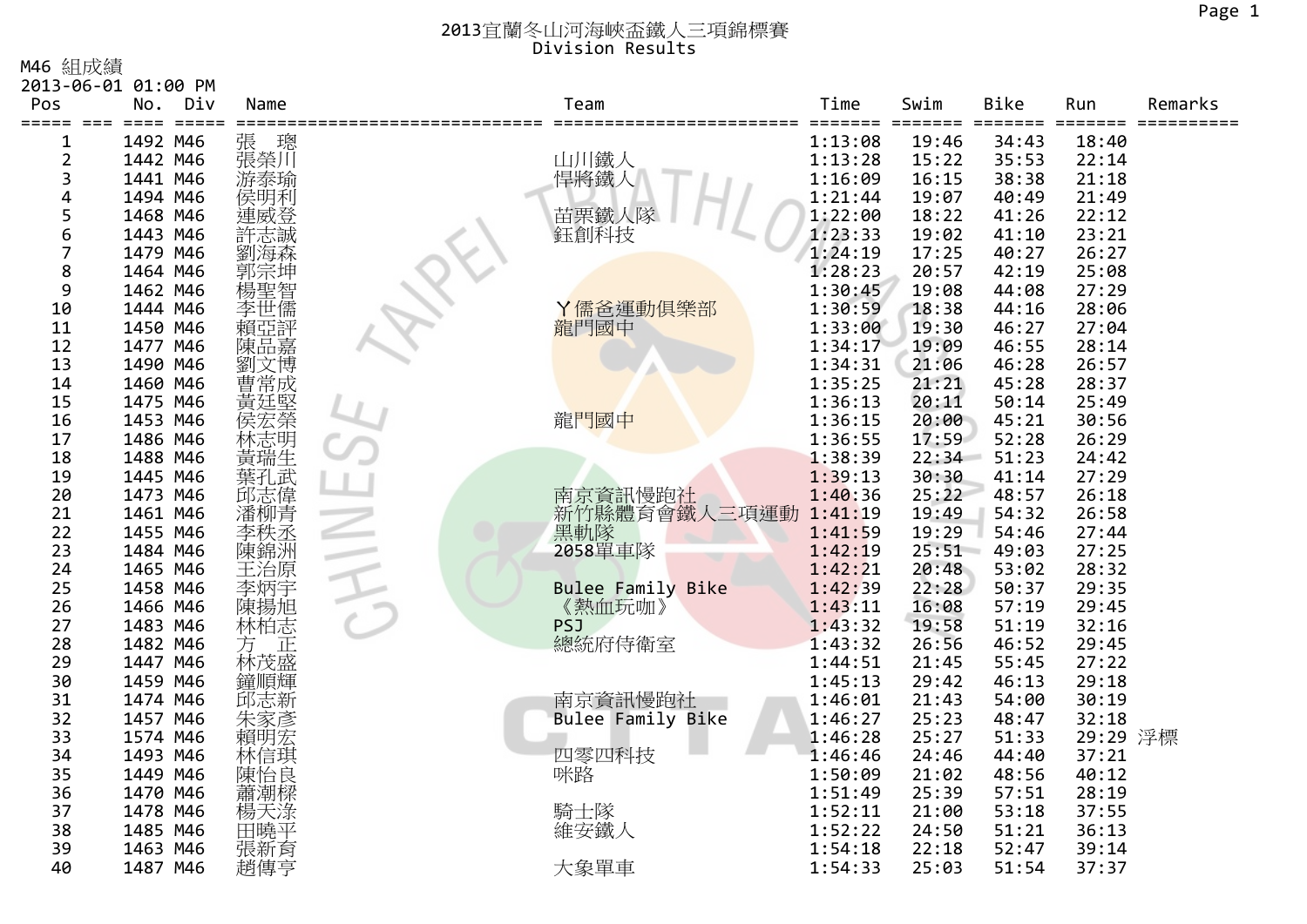# 2013宜蘭冬山河海峽盃鐵人三項錦標賽
## Division Results

M46 組成績
2013-06-01 01:00 PM

| Pos | No. | Div | Name | Team | Time | Swim | Bike | Run | Remarks |
|---|---|---|---|---|---|---|---|---|---|
| 1 | 1492 | M46 | 張 璁 | | 1:13:08 | 19:46 | 34:43 | 18:40 | |
| 2 | 1442 | M46 | 張榮川 | 山川鐵人 | 1:13:28 | 15:22 | 35:53 | 22:14 | |
| 3 | 1441 | M46 | 游泰瑜 | 悍將鐵人 | 1:16:09 | 16:15 | 38:38 | 21:18 | |
| 4 | 1494 | M46 | 侯明利 | | 1:21:44 | 19:07 | 40:49 | 21:49 | |
| 5 | 1468 | M46 | 連威登 | 苗栗鐵人隊 | 1:22:00 | 18:22 | 41:26 | 22:12 | |
| 6 | 1443 | M46 | 許志誠 | 鈺創科技 | 1:23:33 | 19:02 | 41:10 | 23:21 | |
| 7 | 1479 | M46 | 劉海森 | | 1:24:19 | 17:25 | 40:27 | 26:27 | |
| 8 | 1464 | M46 | 郭宗坤 | | 1:28:23 | 20:57 | 42:19 | 25:08 | |
| 9 | 1462 | M46 | 楊聖智 | | 1:30:45 | 19:08 | 44:08 | 27:29 | |
| 10 | 1444 | M46 | 李世儒 | ㄚ儒爸運動俱樂部 | 1:30:59 | 18:38 | 44:16 | 28:06 | |
| 11 | 1450 | M46 | 賴亞評 | 龍門國中 | 1:33:00 | 19:30 | 46:27 | 27:04 | |
| 12 | 1477 | M46 | 陳品嘉 | | 1:34:17 | 19:09 | 46:55 | 28:14 | |
| 13 | 1490 | M46 | 劉文博 | | 1:34:31 | 21:06 | 46:28 | 26:57 | |
| 14 | 1460 | M46 | 曹常成 | | 1:35:25 | 21:21 | 45:28 | 28:37 | |
| 15 | 1475 | M46 | 黃廷堅 | | 1:36:13 | 20:11 | 50:14 | 25:49 | |
| 16 | 1453 | M46 | 侯宏榮 | 龍門國中 | 1:36:15 | 20:00 | 45:21 | 30:56 | |
| 17 | 1486 | M46 | 林志明 | | 1:36:55 | 17:59 | 52:28 | 26:29 | |
| 18 | 1488 | M46 | 黃瑞生 | | 1:38:39 | 22:34 | 51:23 | 24:42 | |
| 19 | 1445 | M46 | 葉孔武 | | 1:39:13 | 30:30 | 41:14 | 27:29 | |
| 20 | 1473 | M46 | 邱志偉 | 南京資訊慢跑社 | 1:40:36 | 25:22 | 48:57 | 26:18 | |
| 21 | 1461 | M46 | 潘柳青 | 新竹縣體育會鐵人三項運動 | 1:41:19 | 19:49 | 54:32 | 26:58 | |
| 22 | 1455 | M46 | 李秩丞 | 黑軌隊 | 1:41:59 | 19:29 | 54:46 | 27:44 | |
| 23 | 1484 | M46 | 陳錦洲 | 2058單車隊 | 1:42:19 | 25:51 | 49:03 | 27:25 | |
| 24 | 1465 | M46 | 王治原 | | 1:42:21 | 20:48 | 53:02 | 28:32 | |
| 25 | 1458 | M46 | 李炳宇 | Bulee Family Bike | 1:42:39 | 22:28 | 50:37 | 29:35 | |
| 26 | 1466 | M46 | 陳揚旭 | 《熱血玩咖》 | 1:43:11 | 16:08 | 57:19 | 29:45 | |
| 27 | 1483 | M46 | 林柏志 | PSJ | 1:43:32 | 19:58 | 51:19 | 32:16 | |
| 28 | 1482 | M46 | 方 正 | 總統府侍衛室 | 1:43:32 | 26:56 | 46:52 | 29:45 | |
| 29 | 1447 | M46 | 林茂盛 | | 1:44:51 | 21:45 | 55:45 | 27:22 | |
| 30 | 1459 | M46 | 鐘順輝 | | 1:45:13 | 29:42 | 46:13 | 29:18 | |
| 31 | 1474 | M46 | 邱志新 | 南京資訊慢跑社 | 1:46:01 | 21:43 | 54:00 | 30:19 | |
| 32 | 1457 | M46 | 朱家彥 | Bulee Family Bike | 1:46:27 | 25:23 | 48:47 | 32:18 | |
| 33 | 1574 | M46 | 賴明宏 | | 1:46:28 | 25:27 | 51:33 | 29:29 | 浮標 |
| 34 | 1493 | M46 | 林信琪 | 四零四科技 | 1:46:46 | 24:46 | 44:40 | 37:21 | |
| 35 | 1449 | M46 | 陳怡良 | 咪路 | 1:50:09 | 21:02 | 48:56 | 40:12 | |
| 36 | 1470 | M46 | 蕭潮樑 | | 1:51:49 | 25:39 | 57:51 | 28:19 | |
| 37 | 1478 | M46 | 楊天淥 | 騎士隊 | 1:52:11 | 21:00 | 53:18 | 37:55 | |
| 38 | 1485 | M46 | 田曉平 | 維安鐵人 | 1:52:22 | 24:50 | 51:21 | 36:13 | |
| 39 | 1463 | M46 | 張新育 | | 1:54:18 | 22:18 | 52:47 | 39:14 | |
| 40 | 1487 | M46 | 趙傳亭 | 大象單車 | 1:54:33 | 25:03 | 51:54 | 37:37 | |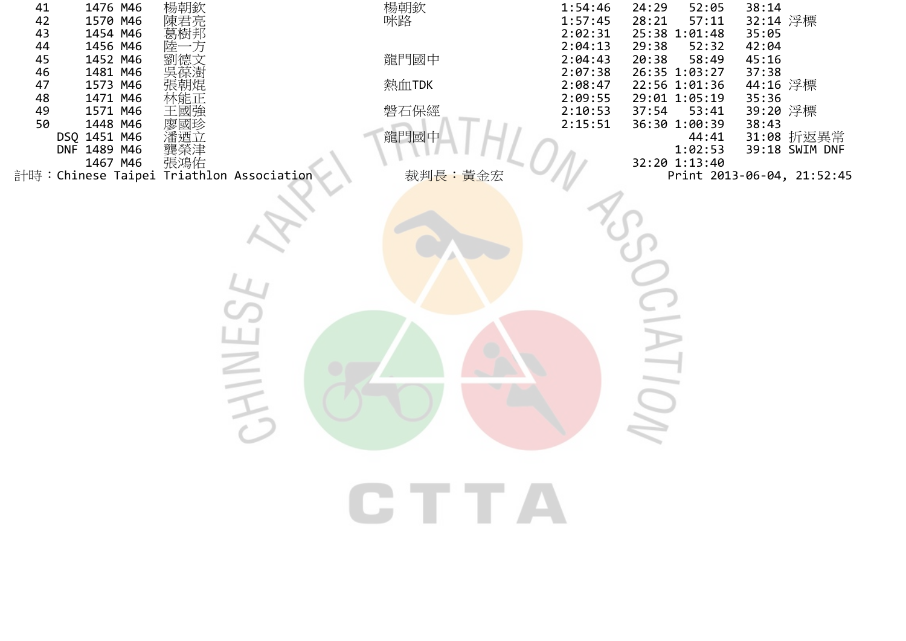| | | | | | | | | | |
|---|---|---|---|---|---|---|---|---|---|
| 41 | 1476 | M46 | 楊朝欽 | 楊朝欽 | 1:54:46 | 24:29 | 52:05 | 38:14 | |
| 42 | 1570 | M46 | 陳君亮 | 咪路 | 1:57:45 | 28:21 | 57:11 | 32:14 | 浮標 |
| 43 | 1454 | M46 | 葛樹邦 | | 2:02:31 | 25:38 | 1:01:48 | 35:05 | |
| 44 | 1456 | M46 | 陸一方 | | 2:04:13 | 29:38 | 52:32 | 42:04 | |
| 45 | 1452 | M46 | 劉德文 | 龍門國中 | 2:04:43 | 20:38 | 58:49 | 45:16 | |
| 46 | 1481 | M46 | 吳葆澍 | | 2:07:38 | 26:35 | 1:03:27 | 37:38 | |
| 47 | 1573 | M46 | 張朝焜 | 熱血TDK | 2:08:47 | 22:56 | 1:01:36 | 44:16 | 浮標 |
| 48 | 1471 | M46 | 林能正 | | 2:09:55 | 29:01 | 1:05:19 | 35:36 | |
| 49 | 1571 | M46 | 王國強 | 磐石保經 | 2:10:53 | 37:54 | 53:41 | 39:20 | 浮標 |
| 50 | 1448 | M46 | 廖國珍 | | 2:15:51 | 36:30 | 1:00:39 | 38:43 | |
| DSQ | 1451 | M46 | 潘廼立 | 龍門國中 | | | 44:41 | 31:08 | 折返異常 |
| DNF | 1489 | M46 | 龔榮津 | | | | 1:02:53 | 39:18 | SWIM DNF |
| | 1467 | M46 | 張鴻佑 | | | 32:20 | 1:13:40 | | |

計時：Chinese Taipei Triathlon Association　　裁判長：黃金宏　　Print 2013-06-04, 21:52:45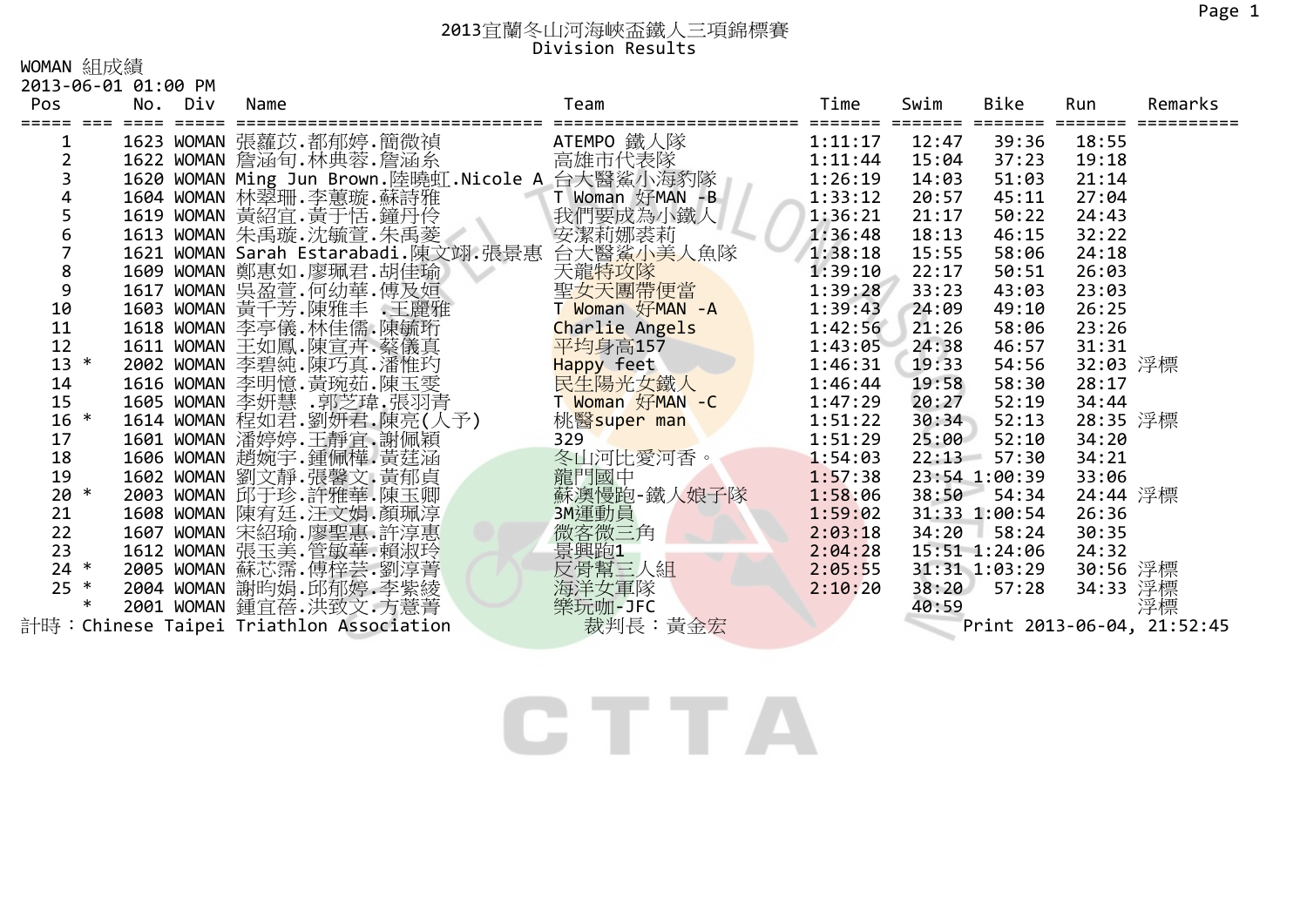# 2013宜蘭冬山河海峽盃鐵人三項錦標賽

## Division Results

WOMAN 組成績

2013-06-01 01:00 PM

| Pos | | No. | Div | Name | Team | Time | Swim | Bike | Run | Remarks |
|---|---|---|---|---|---|---|---|---|---|---|
| 1 | | 1623 | WOMAN | 張蘿苡.都郁婷.簡微禎 | ATEMPO 鐵人隊 | 1:11:17 | 12:47 | 39:36 | 18:55 | |
| 2 | | 1622 | WOMAN | 詹涵旬.林典蓉.詹涵糸 | 高雄市代表隊 | 1:11:44 | 15:04 | 37:23 | 19:18 | |
| 3 | | 1620 | WOMAN | Ming Jun Brown.陸曉虹.Nicole A | 台大醫鯊小海豹隊 | 1:26:19 | 14:03 | 51:03 | 21:14 | |
| 4 | | 1604 | WOMAN | 林翠珊.李蕙璇.蘇詩雅 | T Woman 好MAN -B | 1:33:12 | 20:57 | 45:11 | 27:04 | |
| 5 | | 1619 | WOMAN | 黃紹宜.黃于恬.鐘丹伶 | 我們要成為小鐵人 | 1:36:21 | 21:17 | 50:22 | 24:43 | |
| 6 | | 1613 | WOMAN | 朱禹璇.沈毓萱.朱禹菱 | 安潔莉娜裘莉 | 1:36:48 | 18:13 | 46:15 | 32:22 | |
| 7 | | 1621 | WOMAN | Sarah Estarabadi.陳文翊.張景惠 | 台大醫鯊小美人魚隊 | 1:38:18 | 15:55 | 58:06 | 24:18 | |
| 8 | | 1609 | WOMAN | 鄭惠如.廖珮君.胡佳瑜 | 天龍特攻隊 | 1:39:10 | 22:17 | 50:51 | 26:03 | |
| 9 | | 1617 | WOMAN | 吳盈萱.何幼華.傅及姮 | 聖女天團帶便當 | 1:39:28 | 33:23 | 43:03 | 23:03 | |
| 10 | | 1603 | WOMAN | 黃千芳.陳雅幸 .王麗雅 | T Woman 好MAN -A | 1:39:43 | 24:09 | 49:10 | 26:25 | |
| 11 | | 1618 | WOMAN | 李亭儀.林佳儒.陳毓珩 | Charlie Angels | 1:42:56 | 21:26 | 58:06 | 23:26 | |
| 12 | | 1611 | WOMAN | 王如鳳.陳宣卉.蔡儀真 | 平均身高157 | 1:43:05 | 24:38 | 46:57 | 31:31 | |
| 13 | * | 2002 | WOMAN | 李碧純.陳巧真.潘惟玓 | Happy feet | 1:46:31 | 19:33 | 54:56 | 32:03 | 浮標 |
| 14 | | 1616 | WOMAN | 李明憶.黃琬茹.陳玉雯 | 民生陽光女鐵人 | 1:46:44 | 19:58 | 58:30 | 28:17 | |
| 15 | | 1605 | WOMAN | 李妍慧 .郭芝瑋.張羽青 | T Woman 好MAN -C | 1:47:29 | 20:27 | 52:19 | 34:44 | |
| 16 | * | 1614 | WOMAN | 程如君.劉妍君.陳亮(人予) | 桃醫super man | 1:51:22 | 30:34 | 52:13 | 28:35 | 浮標 |
| 17 | | 1601 | WOMAN | 潘婷婷.王靜宜.謝佩穎 | 329 | 1:51:29 | 25:00 | 52:10 | 34:20 | |
| 18 | | 1606 | WOMAN | 趙婉宇.鍾佩樺.黃莛涵 | 冬山河比愛河香。 | 1:54:03 | 22:13 | 57:30 | 34:21 | |
| 19 | | 1602 | WOMAN | 劉文靜.張馨文.黃郁貞 | 龍門國中 | 1:57:38 | 23:54 | 1:00:39 | 33:06 | |
| 20 | * | 2003 | WOMAN | 邱于珍.許雅華.陳玉卿 | 蘇澳慢跑-鐵人娘子隊 | 1:58:06 | 38:50 | 54:34 | 24:44 | 浮標 |
| 21 | | 1608 | WOMAN | 陳宥廷.汪文娟.顏珮淳 | 3M運動員 | 1:59:02 | 31:33 | 1:00:54 | 26:36 | |
| 22 | | 1607 | WOMAN | 宋紹瑜.廖聖惠.許淳惠 | 微客微三角 | 2:03:18 | 34:20 | 58:24 | 30:35 | |
| 23 | | 1612 | WOMAN | 張玉美.管敏華.賴淑玲 | 景興跑1 | 2:04:28 | 15:51 | 1:24:06 | 24:32 | |
| 24 | * | 2005 | WOMAN | 蘇芯霈.傅梓芸.劉淳菁 | 反骨幫三人組 | 2:05:55 | 31:31 | 1:03:29 | 30:56 | 浮標 |
| 25 | * | 2004 | WOMAN | 謝昀娟.邱郁婷.李紫綾 | 海洋女軍隊 | 2:10:20 | 38:20 | 57:28 | 34:33 | 浮標 |
| | * | 2001 | WOMAN | 鍾宜蓓.洪致文.方薏菁 | 樂玩咖-JFC | | 40:59 | | | 浮標 |

計時：Chinese Taipei Triathlon Association　　裁判長：黃金宏　　Print 2013-06-04, 21:52:45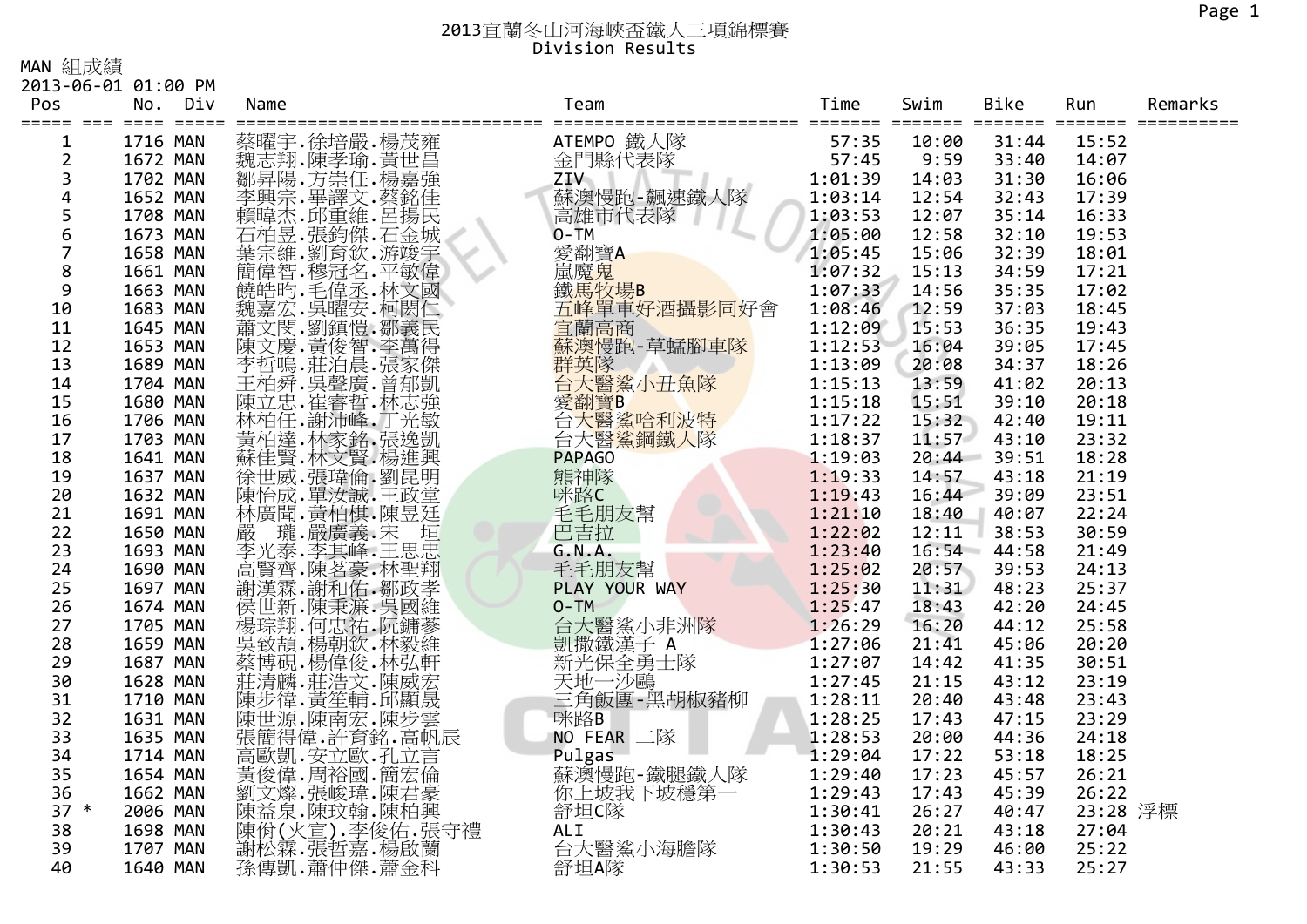# 2013宜蘭冬山河海峽盃鐵人三項錦標賽

Division Results

MAN 組成績

2013-06-01 01:00 PM

| Pos | | No. | Div | Name | Team | Time | Swim | Bike | Run | Remarks |
|---|---|---|---|---|---|---|---|---|---|---|
| 1 | | 1716 | MAN | 蔡曜宇.徐培嚴.楊茂雍 | ATEMPO 鐵人隊 | 57:35 | 10:00 | 31:44 | 15:52 | |
| 2 | | 1672 | MAN | 魏志翔.陳孝瑜.黃世昌 | 金門縣代表隊 | 57:45 | 9:59 | 33:40 | 14:07 | |
| 3 | | 1702 | MAN | 鄒昇陽.方崇任.楊嘉強 | ZIV | 1:01:39 | 14:03 | 31:30 | 16:06 | |
| 4 | | 1652 | MAN | 李興宗.畢譯文.蔡銘佳 | 蘇澳慢跑-飆速鐵人隊 | 1:03:14 | 12:54 | 32:43 | 17:39 | |
| 5 | | 1708 | MAN | 賴暐杰.邱重維.呂揚民 | 高雄市代表隊 | 1:03:53 | 12:07 | 35:14 | 16:33 | |
| 6 | | 1673 | MAN | 石柏昱.張鈞傑.石金城 | O-TM | 1:05:00 | 12:58 | 32:10 | 19:53 | |
| 7 | | 1658 | MAN | 葉宗維.劉育欽.游竣宇 | 愛翻寶A | 1:05:45 | 15:06 | 32:39 | 18:01 | |
| 8 | | 1661 | MAN | 簡偉智.穆冠名.平敏偉 | 嵐魔鬼 | 1:07:32 | 15:13 | 34:59 | 17:21 | |
| 9 | | 1663 | MAN | 饒皓昀.毛偉丞.林文國 | 鐵馬牧場B | 1:07:33 | 14:56 | 35:35 | 17:02 | |
| 10 | | 1683 | MAN | 魏嘉宏.吳曜安.柯閔仁 | 五峰單車好酒攝影同好會 | 1:08:46 | 12:59 | 37:03 | 18:45 | |
| 11 | | 1645 | MAN | 蕭文閔.劉鎮愷.鄒義民 | 宜蘭商商 | 1:12:09 | 15:53 | 36:35 | 19:43 | |
| 12 | | 1653 | MAN | 陳文慶.黃俊智.李萬得 | 蘇澳慢跑-草蜢腳車隊 | 1:12:53 | 16:04 | 39:05 | 17:45 | |
| 13 | | 1689 | MAN | 李哲鳴.莊泊晨.張家傑 | 群英隊 | 1:13:09 | 20:08 | 34:37 | 18:26 | |
| 14 | | 1704 | MAN | 王柏舜.吳聲廣.曾郁凱 | 台大醫鯊小丑魚隊 | 1:15:13 | 13:59 | 41:02 | 20:13 | |
| 15 | | 1680 | MAN | 陳立忠.崔睿哲.林志強 | 愛翻寶B | 1:15:18 | 15:51 | 39:10 | 20:18 | |
| 16 | | 1706 | MAN | 林柏任.謝沛峰.丁光敏 | 台大醫鯊哈利波特 | 1:17:22 | 15:32 | 42:40 | 19:11 | |
| 17 | | 1703 | MAN | 黃柏達.林家銘.張逸凱 | 台大醫鯊鋼鐵人隊 | 1:18:37 | 11:57 | 43:10 | 23:32 | |
| 18 | | 1641 | MAN | 蘇佳賢.林文賢.楊進興 | PAPAGO | 1:19:03 | 20:44 | 39:51 | 18:28 | |
| 19 | | 1637 | MAN | 徐世威.張瑋倫.劉昆明 | 熊神隊 | 1:19:33 | 14:57 | 43:18 | 21:19 | |
| 20 | | 1632 | MAN | 陳怡成.單汝誠.王政堂 | 咪路C | 1:19:43 | 16:44 | 39:09 | 23:51 | |
| 21 | | 1691 | MAN | 林廣聞.黃柏棋.陳昱廷 | 毛毛朋友幫 | 1:21:10 | 18:40 | 40:07 | 22:24 | |
| 22 | | 1650 | MAN | 嚴 瓏.嚴廣義.宋 垣 | 巴吉拉 | 1:22:02 | 12:11 | 38:53 | 30:59 | |
| 23 | | 1693 | MAN | 李光泰.李其峰.王思忠 | G.N.A. | 1:23:40 | 16:54 | 44:58 | 21:49 | |
| 24 | | 1690 | MAN | 高賢齊.陳茗豪.林聖翔 | 毛毛朋友幫 | 1:25:02 | 20:57 | 39:53 | 24:13 | |
| 25 | | 1697 | MAN | 謝漢霖.謝和佑.鄒政孝 | PLAY YOUR WAY | 1:25:30 | 11:31 | 48:23 | 25:37 | |
| 26 | | 1674 | MAN | 侯世新.陳秉濂.吳國維 | O-TM | 1:25:47 | 18:43 | 42:20 | 24:45 | |
| 27 | | 1705 | MAN | 楊琮翔.何忠祐.阮鏞蓼 | 台大醫鯊小非洲隊 | 1:26:29 | 16:20 | 44:12 | 25:58 | |
| 28 | | 1659 | MAN | 吳致頡.楊朝欽.林毅維 | 凱撒鐵漢子 A | 1:27:06 | 21:41 | 45:06 | 20:20 | |
| 29 | | 1687 | MAN | 蔡博硯.楊偉俊.林弘軒 | 新光保全勇士隊 | 1:27:07 | 14:42 | 41:35 | 30:51 | |
| 30 | | 1628 | MAN | 莊清麟.莊浩文.陳威宏 | 天地一沙鷗 | 1:27:45 | 21:15 | 43:12 | 23:19 | |
| 31 | | 1710 | MAN | 陳步偉.黃筌輔.邱顯晟 | 三角飯團-黑胡椒豬柳 | 1:28:11 | 20:40 | 43:48 | 23:43 | |
| 32 | | 1631 | MAN | 陳世源.陳南宏.陳步雲 | 咪路B | 1:28:25 | 17:43 | 47:15 | 23:29 | |
| 33 | | 1635 | MAN | 張簡得偉.許育銘.高帆辰 | NO FEAR 二隊 | 1:28:53 | 20:00 | 44:36 | 24:18 | |
| 34 | | 1714 | MAN | 高歐凱.安立歐.孔立言 | Pulgas | 1:29:04 | 17:22 | 53:18 | 18:25 | |
| 35 | | 1654 | MAN | 黃俊偉.周裕國.簡宏倫 | 蘇澳慢跑-鐵腿鐵人隊 | 1:29:40 | 17:23 | 45:57 | 26:21 | |
| 36 | | 1662 | MAN | 劉文燦.張峻瑋.陳君豪 | 你上坡我下坡穩第一 | 1:29:43 | 17:43 | 45:39 | 26:22 | |
| 37 | * | 2006 | MAN | 陳益泉.陳玟翰.陳柏興 | 舒坦C隊 | 1:30:41 | 26:27 | 40:47 | 23:28 | 浮標 |
| 38 | | 1698 | MAN | 陳佾(火宣).李俊佑.張守禮 | ALI | 1:30:43 | 20:21 | 43:18 | 27:04 | |
| 39 | | 1707 | MAN | 謝松霖.張哲嘉.楊啟蘭 | 台大醫鯊小海膽隊 | 1:30:50 | 19:29 | 46:00 | 25:22 | |
| 40 | | 1640 | MAN | 孫傳凱.蕭仲傑.蕭金科 | 舒坦A隊 | 1:30:53 | 21:55 | 43:33 | 25:27 | |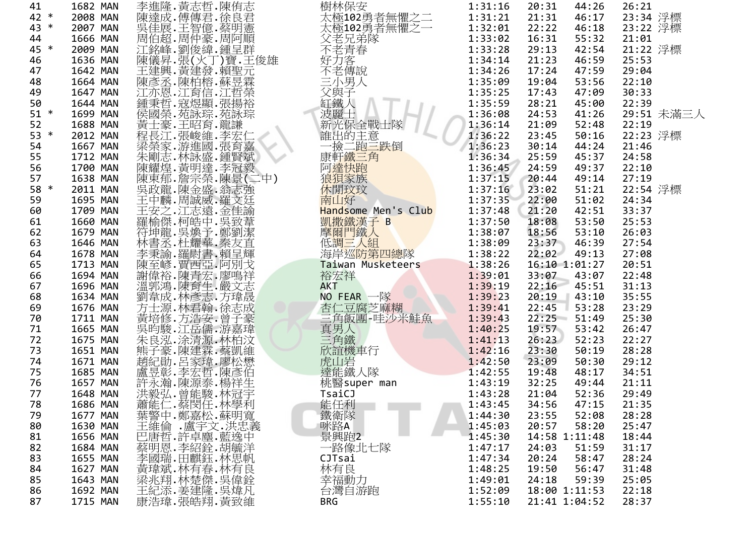| | | | | | | | | | |
|---|---|---|---|---|---|---|---|---|---|
| 41 | | 1682 | MAN | 李進隆.黃志哲.陳侑志 | 樹林保安 | 1:31:16 | 20:31 | 44:26 | 26:21 |
| 42 | * | 2008 | MAN | 陳達成.傅傳君.徐良君 | 太極102勇者無懼之二 | 1:31:21 | 21:31 | 46:17 | 23:34 浮標 |
| 43 | * | 2007 | MAN | 吳佳展.王智億.蔡明憲 | 太極102勇者無懼之一 | 1:32:01 | 22:22 | 46:18 | 23:22 浮標 |
| 44 | | 1666 | MAN | 周伯超.周仲豪.周阿順 | 父老兄弟隊 | 1:33:02 | 16:31 | 55:32 | 21:01 |
| 45 | * | 2009 | MAN | 江銘峰.劉俊緯.鍾呈群 | 不老青春 | 1:33:28 | 29:13 | 42:54 | 21:22 浮標 |
| 46 | | 1636 | MAN | 陳儀昇.張(火丁)寶.王俊雄 | 好力客 | 1:34:14 | 21:23 | 46:59 | 25:53 |
| 47 | | 1642 | MAN | 王建興.黃建發.賴聖元 | 不老傳說 | 1:34:26 | 17:24 | 47:59 | 29:04 |
| 48 | | 1664 | MAN | 陳彥丞.陳柏榕.蘇昱霖 | 三小男人 | 1:35:09 | 19:04 | 53:56 | 22:10 |
| 49 | | 1647 | MAN | 江亦恩.江育信.江哲榮 | 父與子 | 1:35:25 | 17:43 | 47:09 | 30:33 |
| 50 | | 1644 | MAN | 鍾秉哲.寇煜顯.張揚裕 | 缸鐵人 | 1:35:59 | 28:21 | 45:00 | 22:39 |
| 51 | * | 1699 | MAN | 侯國榮.苑詠琮.苑詠琮 | 波麗士 | 1:36:08 | 24:53 | 41:26 | 29:51 未滿三人 |
| 52 | | 1688 | MAN | 黃士豪.王昭育.龍謙 | 新光保全戰士隊 | 1:36:14 | 21:09 | 52:48 | 22:19 |
| 53 | * | 2012 | MAN | 程長江.張峻維.李宏仁 | 誰出的主意 | 1:36:22 | 23:45 | 50:16 | 22:23 浮標 |
| 54 | | 1667 | MAN | 梁榮家.游進國.張育嘉 | 一撿二跑三跌倒 | 1:36:23 | 30:14 | 44:24 | 21:46 |
| 55 | | 1712 | MAN | 朱剛志.林詠盛.鍾賢斌 | 康軒鐵三角 | 1:36:34 | 25:59 | 45:37 | 24:58 |
| 56 | | 1700 | MAN | 陳耀煌.黃明達.李冠毅 | 阿達快跑 | 1:36:45 | 24:59 | 49:37 | 22:10 |
| 57 | | 1638 | MAN | 陳東郁.詹宗榮.陳景(二中) | 狼狽家族 | 1:37:15 | 20:44 | 49:14 | 27:19 |
| 58 | * | 2011 | MAN | 吳政龍.陳金盛.翁志強 | 休閒玟玟 | 1:37:16 | 23:02 | 51:21 | 22:54 浮標 |
| 59 | | 1695 | MAN | 王中麟.周誠威.羅文廷 | 南山好 | 1:37:35 | 22:00 | 51:02 | 24:34 |
| 60 | | 1709 | MAN | 王安之.江志遠.金佳諭 | Handsome Men's Club | 1:37:48 | 21:20 | 42:51 | 33:37 |
| 61 | | 1660 | MAN | 羅榆傑.柯皓中.吳致葦 | 凱撒鐵漢子 B | 1:37:50 | 18:08 | 53:50 | 25:53 |
| 62 | | 1679 | MAN | 符坤龍.吳煥予.鄭劉潔 | 摩爾門鐵人 | 1:38:07 | 18:56 | 53:10 | 26:03 |
| 63 | | 1646 | MAN | 林書丞.杜耀華.秦友直 | 低調三人組 | 1:38:09 | 23:37 | 46:39 | 27:54 |
| 64 | | 1678 | MAN | 李秉諭.羅尉書.賴呈輝 | 海岸巡防第四總隊 | 1:38:22 | 22:02 | 49:13 | 27:08 |
| 65 | | 1713 | MAN | 陳至峰.賈西亞.阿別戈 | Taiwan Musketeers | 1:38:26 | 16:10 | 1:01:27 | 20:51 |
| 66 | | 1694 | MAN | 謝偉裕.陳青宏.廖鳴祥 | 裕宏祥 | 1:39:01 | 33:07 | 43:07 | 22:48 |
| 67 | | 1696 | MAN | 溫郭鴻.陳育生.嚴文志 | AKT | 1:39:19 | 22:16 | 45:51 | 31:13 |
| 68 | | 1634 | MAN | 劉葦成.林彥志.方瑋晟 | NO FEAR 一隊 | 1:39:23 | 20:19 | 43:10 | 35:55 |
| 69 | | 1676 | MAN | 方士源.林君翰.徐志成 | 杏仁豆腐芝麻糊 | 1:39:41 | 22:45 | 53:28 | 23:29 |
| 70 | | 1711 | MAN | 黃培修.方浩安.曾子豪 | 三角飯團-哇沙米鮭魚 | 1:39:43 | 22:25 | 51:49 | 25:30 |
| 71 | | 1665 | MAN | 吳昀駿.江岳儒.游嘉瑋 | 真男人 | 1:40:25 | 19:57 | 53:42 | 26:47 |
| 72 | | 1675 | MAN | 朱良泓.涂清源.林柏汶 | 三角鐵 | 1:41:13 | 26:23 | 52:23 | 22:27 |
| 73 | | 1651 | MAN | 熊子豪.陳建霖.蔡凱維 | 欣誼機車行 | 1:42:16 | 23:30 | 50:19 | 28:28 |
| 74 | | 1671 | MAN | 趙紀勛.呂家瑋.廖松懋 | 虎山岩 | 1:42:50 | 23:09 | 50:30 | 29:12 |
| 75 | | 1685 | MAN | 盧昱彰.李宏哲.陳彥伯 | 達能鐵人隊 | 1:42:55 | 19:48 | 48:17 | 34:51 |
| 76 | | 1657 | MAN | 許永瀚.陳源泰.楊祥生 | 桃醫super man | 1:43:19 | 32:25 | 49:44 | 21:11 |
| 77 | | 1648 | MAN | 洪毅弘.曾能駿.林冠宇 | TsaiCJ | 1:43:28 | 21:04 | 52:36 | 29:49 |
| 78 | | 1686 | MAN | 蕭能仁.蔡閔任.林學利 | 能任利 | 1:43:45 | 34:56 | 47:15 | 21:35 |
| 79 | | 1677 | MAN | 葉警中.鄭嘉松.蘇明寬 | 鐵衛隊 | 1:44:30 | 23:55 | 52:08 | 28:28 |
| 80 | | 1630 | MAN | 王維倫 .盧宇文.洪忠義 | 咪路A | 1:45:03 | 20:57 | 58:20 | 25:47 |
| 81 | | 1656 | MAN | 巴唐哲.許卓塵.藍逸中 | 景興跑2 | 1:45:30 | 14:58 | 1:11:48 | 18:44 |
| 82 | | 1684 | MAN | 蔡明恩.李紹銓.胡毓洋 | 一路像北七隊 | 1:47:17 | 24:03 | 51:59 | 31:17 |
| 83 | | 1655 | MAN | 李國瑞.田麒鈺.林思帆 | CJTsai | 1:47:34 | 20:24 | 58:47 | 28:24 |
| 84 | | 1627 | MAN | 黃瑋斌.林有春.林有良 | 林有良 | 1:48:25 | 19:50 | 56:47 | 31:48 |
| 85 | | 1643 | MAN | 梁兆翔.林楚傑.吳偉銓 | 幸福動力 | 1:49:01 | 24:18 | 59:39 | 25:05 |
| 86 | | 1692 | MAN | 王紀添.姜建隆.吳煒凡 | 台灣自游跑 | 1:52:09 | 18:00 | 1:11:53 | 22:18 |
| 87 | | 1715 | MAN | 康浩瑋.張皓翔.黃致維 | BRG | 1:55:10 | 21:41 | 1:04:52 | 28:37 |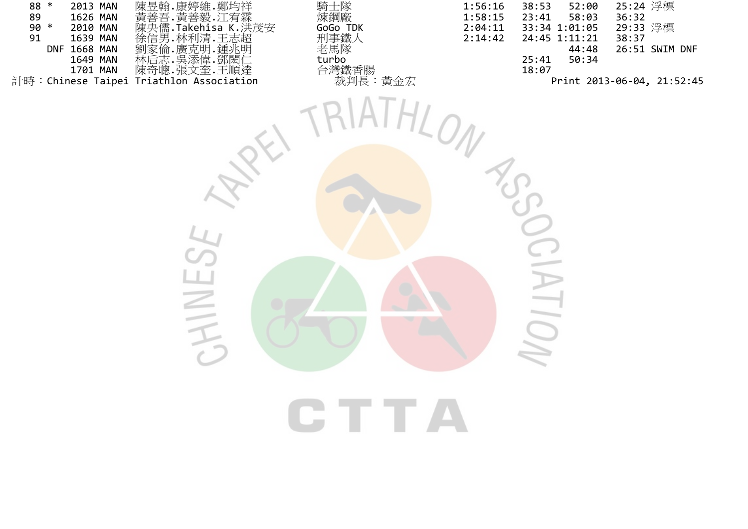| | | | | | | | | | | |
|---|---|---|---|---|---|---|---|---|---|---|
| 88 | * | 2013 | MAN | 陳昱翰.康婷維.鄭均祥 | 騎士隊 | 1:56:16 | 38:53 | 52:00 | 25:24 | 浮標 |
| 89 | | 1626 | MAN | 黃善吾.黃善毅.江宥霖 | 煉鋼廠 | 1:58:15 | 23:41 | 58:03 | 36:32 | |
| 90 | * | 2010 | MAN | 陳央儒.Takehisa K.洪茂安 | GoGo TDK | 2:04:11 | 33:34 | 1:01:05 | 29:33 | 浮標 |
| 91 | | 1639 | MAN | 徐信男.林利清.王志超 | 刑事鐵人 | 2:14:42 | 24:45 | 1:11:21 | 38:37 | |
| DNF | | 1668 | MAN | 劉家倫.廣克明.鍾兆明 | 老馬隊 | | | 44:48 | 26:51 | SWIM DNF |
| | | 1649 | MAN | 林后志.吳添偉.鄧閎仁 | turbo | | 25:41 | 50:34 | | |
| | | 1701 | MAN | 陳奇聰.張文奎.王順達 | 台灣鐵香腸 | | 18:07 | | | |

計時：Chinese Taipei Triathlon Association　　裁判長：黃金宏　　Print 2013-06-04, 21:52:45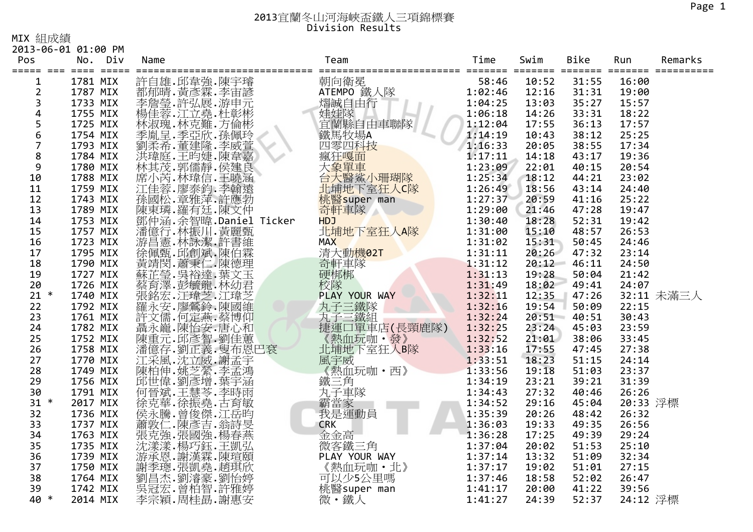# 2013宜蘭冬山河海峽盃鐵人三項錦標賽
## Division Results

MIX 組成績
2013-06-01 01:00 PM

| Pos | | No. | Div | Name | Team | Time | Swim | Bike | Run | Remarks |
|---|---|---|---|---|---|---|---|---|---|---|
| 1 | | 1781 | MIX | 許自雄.邱韋強.陳宇璿 | 朝向衛冕 | 58:46 | 10:52 | 31:55 | 16:00 | |
| 2 | | 1787 | MIX | 都郁晴.黃彥霖.李宙諺 | ATEMPO 鐵人隊 | 1:02:46 | 12:16 | 31:31 | 19:00 | |
| 3 | | 1733 | MIX | 李詹瑩.許弘展.游申元 | 熠誠自由行 | 1:04:25 | 13:03 | 35:27 | 15:57 | |
| 4 | | 1755 | MIX | 楊佳蓉.江立堯.杜彰彬 | 娃娃隊 | 1:06:18 | 14:26 | 33:31 | 18:22 | |
| 5 | | 1725 | MIX | 林淑瑰.林克難.方倫彬 | 宜蘭縣自由車聯隊 | 1:12:04 | 17:55 | 36:13 | 17:57 | |
| 6 | | 1754 | MIX | 季胤呈.季亞欣.孫佩玲 | 鐵馬牧場A | 1:14:19 | 10:43 | 38:12 | 25:25 | |
| 7 | | 1793 | MIX | 劉柔希.董建隆.李威萱 | 四零四科技 | 1:16:33 | 20:05 | 38:55 | 17:34 | |
| 8 | | 1784 | MIX | 洪瑋庭.王昀婕.陳韋嘉 | 瘋狂嘎面 | 1:17:11 | 14:18 | 43:17 | 19:36 | |
| 9 | | 1780 | MIX | 林其茂.郭儒靜.侯建良 | 大象單車 | 1:23:09 | 22:01 | 40:15 | 20:54 | |
| 10 | | 1788 | MIX | 席小芮.林瑋信.王曉涵 | 台大醫鯊小珊瑚隊 | 1:25:34 | 18:12 | 44:21 | 23:02 | |
| 11 | | 1759 | MIX | 江佳蓉.廖泰鈞.李翰遠 | 北埔地下室狂人C隊 | 1:26:49 | 18:56 | 43:14 | 24:40 | |
| 12 | | 1743 | MIX | 孫國松.章雅萍.許應勃 | 桃醫super man | 1:27:37 | 20:59 | 41:16 | 25:22 | |
| 13 | | 1789 | MIX | 陳東璘.羅有廷.陳文仲 | 奇軒車隊 | 1:29:00 | 21:46 | 47:28 | 19:47 | |
| 14 | | 1753 | MIX | 鄧仲涵.余智暐.Daniel Ticker | HDJ | 1:30:40 | 18:28 | 52:31 | 19:42 | |
| 15 | | 1757 | MIX | 潘億行.林振川.黃麗甄 | 北埔地下室狂人A隊 | 1:31:00 | 15:10 | 48:57 | 26:53 | |
| 16 | | 1723 | MIX | 游昌憲.林詠潔.許書維 | MAX | 1:31:02 | 15:31 | 50:45 | 24:46 | |
| 17 | | 1795 | MIX | 徐佩甄.邱創斌.陳伯霖 | 清大動機02T | 1:31:11 | 20:26 | 47:32 | 23:14 | |
| 18 | | 1790 | MIX | 黃靖閔.蕭秉仁.陳德理 | 奇軒車隊 | 1:31:12 | 20:12 | 46:11 | 24:50 | |
| 19 | | 1727 | MIX | 蘇芷瑩.吳裕達.葉文玉 | 硬梆梆 | 1:31:13 | 19:28 | 50:04 | 21:42 | |
| 20 | | 1726 | MIX | 蔡育澤.彭毓龍.林幼君 | 校隊 | 1:31:49 | 18:02 | 49:41 | 24:07 | |
| 21 | * | 1740 | MIX | 張銘宏.江瑋芝.江瑋芝 | PLAY YOUR WAY | 1:32:11 | 12:35 | 47:26 | 32:11 | 未滿三人 |
| 22 | | 1792 | MIX | 羅永安.廖鶯鈴.陳國維 | 丸子三鐵隊 | 1:32:16 | 19:54 | 50:09 | 22:15 | |
| 23 | | 1761 | MIX | 許文儒.何定燕.蔡博仰 | 丸子三鐵組 | 1:32:24 | 20:51 | 40:51 | 30:43 | |
| 24 | | 1782 | MIX | 聶永龍.陳怡安.唐心和 | 捷運口單車店(長頸鹿隊) | 1:32:25 | 23:24 | 45:03 | 23:59 | |
| 25 | | 1752 | MIX | 陳重元.邱彥智.劉佳蕙 | 《熱血玩咖・發》 | 1:32:52 | 21:01 | 38:06 | 33:45 | |
| 26 | | 1758 | MIX | 潘億存.劉正義.叟布恩巴袞 | 北埔地下室狂人B隊 | 1:33:16 | 17:55 | 47:45 | 27:38 | |
| 27 | | 1770 | MIX | 江采風.沈立威.謝孟宇 | 風宇威 | 1:33:51 | 18:23 | 51:15 | 24:14 | |
| 28 | | 1749 | MIX | 陳柏伸.姚芝縈.李孟鴻 | 《熱血玩咖・西》 | 1:33:56 | 19:18 | 51:03 | 23:37 | |
| 29 | | 1756 | MIX | 邱世偉.劉彥增.葉宇涵 | 鐵三角 | 1:34:19 | 23:21 | 39:21 | 31:39 | |
| 30 | | 1791 | MIX | 何晉斌.王慧苓.李時雨 | 丸子車隊 | 1:34:43 | 27:32 | 40:46 | 26:26 | |
| 31 | * | 2017 | MIX | 徐克華.徐振堯.古育敏 | 霸當家 | 1:34:52 | 29:16 | 45:04 | 20:33 | 浮標 |
| 32 | | 1736 | MIX | 侯永騰.曾俊傑.江岳昀 | 我是運動員 | 1:35:39 | 20:26 | 48:42 | 26:32 | |
| 33 | | 1737 | MIX | 蕭敦仁.陳彥吉.翁詩旻 | CRK | 1:36:03 | 19:33 | 49:35 | 26:56 | |
| 34 | | 1763 | MIX | 張克強.張國強.楊春燕 | 金金高 | 1:36:28 | 17:25 | 49:39 | 29:24 | |
| 35 | | 1735 | MIX | 沈漾漾.楊巧鈺.王凱弘 | 微客鐵三角 | 1:37:04 | 20:02 | 51:53 | 25:10 | |
| 36 | | 1739 | MIX | 游承恩.謝漢霖.陳瑄頤 | PLAY YOUR WAY | 1:37:14 | 13:32 | 51:09 | 32:34 | |
| 37 | | 1750 | MIX | 謝季璁.張凱堯.趙琪欣 | 《熱血玩咖・北》 | 1:37:17 | 19:02 | 51:01 | 27:15 | |
| 38 | | 1764 | MIX | 劉昌杰.劉濬豪.劉怡婷 | 可以少5公里嗎 | 1:37:46 | 18:58 | 52:02 | 26:47 | |
| 39 | | 1742 | MIX | 吳冠宏.曾柏智.許雅婷 | 桃醫super man | 1:41:17 | 20:00 | 41:22 | 39:56 | |
| 40 | * | 2014 | MIX | 李宗穎.周桂勛.謝惠安 | 微・鐵人 | 1:41:27 | 24:39 | 52:37 | 24:12 | 浮標 |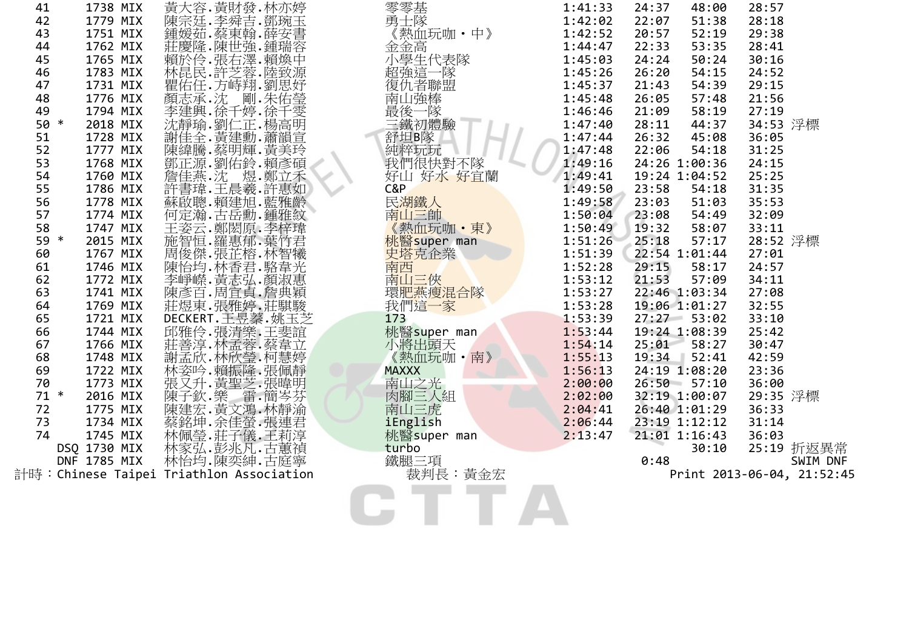| | | | | | | | | | | |
|---|---|---|---|---|---|---|---|---|---|---|
| 41 | | 1738 | MIX | 黃大容.黃財發.林亦婷 | 零零基 | 1:41:33 | 24:37 | 48:00 | 28:57 | |
| 42 | | 1779 | MIX | 陳宗廷.李舜吉.鄧琬玉 | 勇士隊 | 1:42:02 | 22:07 | 51:38 | 28:18 | |
| 43 | | 1751 | MIX | 鍾媛茹.蔡東翰.薛安書 | 《熱血玩咖・中》 | 1:42:52 | 20:57 | 52:19 | 29:38 | |
| 44 | | 1762 | MIX | 莊慶隆.陳世強.鍾瑞容 | 金金高 | 1:44:47 | 22:33 | 53:35 | 28:41 | |
| 45 | | 1765 | MIX | 賴於伶.張右澤.賴煥中 | 小學生代表隊 | 1:45:03 | 24:24 | 50:24 | 30:16 | |
| 46 | | 1783 | MIX | 林昆民.許芝蓉.陸致源 | 超強這一隊 | 1:45:26 | 26:20 | 54:15 | 24:52 | |
| 47 | | 1731 | MIX | 瞿佑任.方峙翔.劉思妤 | 復仇者聯盟 | 1:45:37 | 21:43 | 54:39 | 29:15 | |
| 48 | | 1776 | MIX | 顏志承.沈　剛.朱佑瑩 | 南山強棒 | 1:45:48 | 26:05 | 57:48 | 21:56 | |
| 49 | | 1794 | MIX | 李建興.徐千婷.徐千雯 | 最後一隊 | 1:46:46 | 21:09 | 58:19 | 27:19 | |
| 50 | * | 2018 | MIX | 沈靜瑜.劉仁正.楊高明 | 三鐵初體驗 | 1:47:40 | 28:11 | 44:37 | 34:53 | 浮標 |
| 51 | | 1728 | MIX | 謝佳全.黃建勳.蕭韻宣 | 舒坦B隊 | 1:47:44 | 26:32 | 45:08 | 36:05 | |
| 52 | | 1777 | MIX | 陳緯騰.蔡明輝.黃美玲 | 純粹玩玩 | 1:47:48 | 22:06 | 54:18 | 31:25 | |
| 53 | | 1768 | MIX | 鄧正源.劉佑鈴.賴彥碩 | 我們很快對不隊 | 1:49:16 | 24:26 | 1:00:36 | 24:15 | |
| 54 | | 1760 | MIX | 詹佳燕.沈　煜.鄭立禾 | 好山 好水 好宜蘭 | 1:49:41 | 19:24 | 1:04:52 | 25:25 | |
| 55 | | 1786 | MIX | 許書瑋.王晨羲.許惠如 | C&P | 1:49:50 | 23:58 | 54:18 | 31:35 | |
| 56 | | 1778 | MIX | 蘇啟聰.賴建旭.藍雅齡 | 民湖鐵人 | 1:49:58 | 23:03 | 51:03 | 35:53 | |
| 57 | | 1774 | MIX | 何定瀚.古岳勳.鍾雅紋 | 南山三帥 | 1:50:04 | 23:08 | 54:49 | 32:09 | |
| 58 | | 1747 | MIX | 王姿云.鄭閎原.李梓瑋 | 《熱血玩咖・東》 | 1:50:49 | 19:32 | 58:07 | 33:11 | |
| 59 | * | 2015 | MIX | 施智恒.羅惠郁.葉竹君 | 桃醫super man | 1:51:26 | 25:18 | 57:17 | 28:52 | 浮標 |
| 60 | | 1767 | MIX | 周俊傑.張芷榕.林智犧 | 史塔克企業 | 1:51:39 | 22:54 | 1:01:44 | 27:01 | |
| 61 | | 1746 | MIX | 陳怡均.林香君.駱韋光 | 南西 | 1:52:28 | 29:15 | 58:17 | 24:57 | |
| 62 | | 1772 | MIX | 李崢嶸.黃志弘.顏淑惠 | 南山三俠 | 1:53:12 | 21:53 | 57:09 | 34:11 | |
| 63 | | 1741 | MIX | 陳彥百.周宜貞.詹典穎 | 環肥燕瘦混合隊 | 1:53:27 | 22:46 | 1:03:34 | 27:08 | |
| 64 | | 1769 | MIX | 莊煜東.張雅婷.莊騏駿 | 我們這一家 | 1:53:28 | 19:06 | 1:01:27 | 32:55 | |
| 65 | | 1721 | MIX | DECKERT.王昱蓁.姚玉芝 | 173 | 1:53:39 | 27:27 | 53:02 | 33:10 | |
| 66 | | 1744 | MIX | 邱雅伶.張清樂.王斐誼 | 桃醫super man | 1:53:44 | 19:24 | 1:08:39 | 25:42 | |
| 67 | | 1766 | MIX | 莊善淳.林孟蓉.蔡韋立 | 小將出頭天 | 1:54:14 | 25:01 | 58:27 | 30:47 | |
| 68 | | 1748 | MIX | 謝孟欣.林欣瑩.柯慧婷 | 《熱血玩咖・南》 | 1:55:13 | 19:34 | 52:41 | 42:59 | |
| 69 | | 1722 | MIX | 林姿吟.賴振隆.張佩靜 | MAXXX | 1:56:13 | 24:19 | 1:08:20 | 23:36 | |
| 70 | | 1773 | MIX | 張又升.黃聖芝.張暐明 | 南山之光 | 2:00:00 | 26:50 | 57:10 | 36:00 | |
| 71 | * | 2016 | MIX | 陳子欽.樂　雷.簡岑芬 | 肉腳三人組 | 2:02:00 | 32:19 | 1:00:07 | 29:35 | 浮標 |
| 72 | | 1775 | MIX | 陳建宏.黃文鴻.林靜渝 | 南山三虎 | 2:04:41 | 26:40 | 1:01:29 | 36:33 | |
| 73 | | 1734 | MIX | 蔡銘坤.余佳螢.張連君 | iEnglish | 2:06:44 | 23:19 | 1:12:12 | 31:14 | |
| 74 | | 1745 | MIX | 林佩瑩.莊子儀.王莉淳 | 桃醫super man | 2:13:47 | 21:01 | 1:16:43 | 36:03 | |
| | DSQ | 1730 | MIX | 林家弘.彭兆凡.古蕙禎 | turbo | | | 30:10 | 25:19 | 折返異常 |
| | DNF | 1785 | MIX | 林怡均.陳奕紳.古庭寧 | 鐵腿三項 | | 0:48 | | | SWIM DNF |

計時：Chinese Taipei Triathlon Association　　裁判長：黃金宏　　Print 2013-06-04, 21:52:45